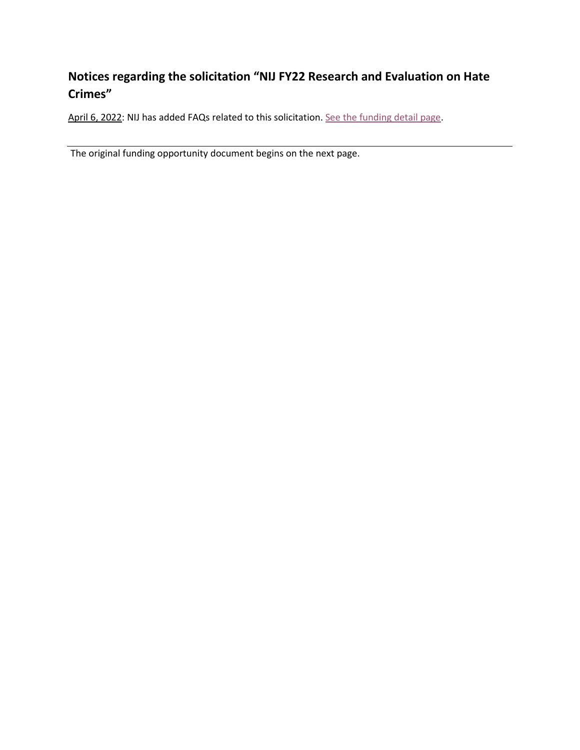## Notices regarding the solicitation "NIJ FY22 Research and Evaluation on Hate Crimes"

April 6, 2022: NIJ has added FAQs related to this solicitation. See the funding detail page.

---

The original funding opportunity document begins on the next page.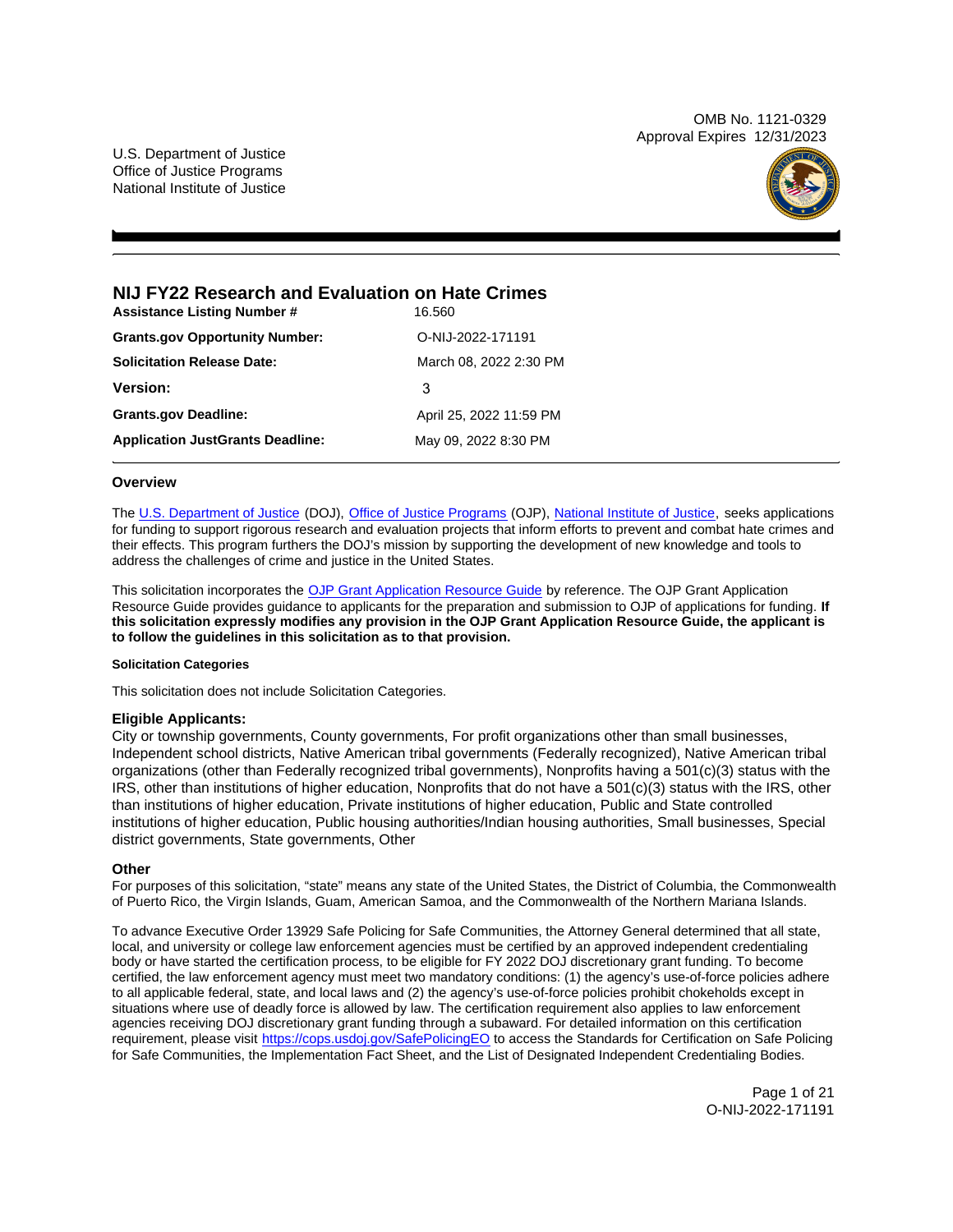OMB No. 1121-0329
Approval Expires 12/31/2023

U.S. Department of Justice
Office of Justice Programs
National Institute of Justice

# NIJ FY22 Research and Evaluation on Hate Crimes

| | |
|---|---|
| **Assistance Listing Number #** | 16.560 |
| **Grants.gov Opportunity Number:** | O-NIJ-2022-171191 |
| **Solicitation Release Date:** | March 08, 2022 2:30 PM |
| **Version:** | 3 |
| **Grants.gov Deadline:** | April 25, 2022 11:59 PM |
| **Application JustGrants Deadline:** | May 09, 2022 8:30 PM |

### Overview

The U.S. Department of Justice (DOJ), Office of Justice Programs (OJP), National Institute of Justice, seeks applications for funding to support rigorous research and evaluation projects that inform efforts to prevent and combat hate crimes and their effects. This program furthers the DOJ's mission by supporting the development of new knowledge and tools to address the challenges of crime and justice in the United States.

This solicitation incorporates the OJP Grant Application Resource Guide by reference. The OJP Grant Application Resource Guide provides guidance to applicants for the preparation and submission to OJP of applications for funding. **If this solicitation expressly modifies any provision in the OJP Grant Application Resource Guide, the applicant is to follow the guidelines in this solicitation as to that provision.**

#### Solicitation Categories

This solicitation does not include Solicitation Categories.

### Eligible Applicants:

City or township governments, County governments, For profit organizations other than small businesses, Independent school districts, Native American tribal governments (Federally recognized), Native American tribal organizations (other than Federally recognized tribal governments), Nonprofits having a 501(c)(3) status with the IRS, other than institutions of higher education, Nonprofits that do not have a 501(c)(3) status with the IRS, other than institutions of higher education, Private institutions of higher education, Public and State controlled institutions of higher education, Public housing authorities/Indian housing authorities, Small businesses, Special district governments, State governments, Other

### Other

For purposes of this solicitation, "state" means any state of the United States, the District of Columbia, the Commonwealth of Puerto Rico, the Virgin Islands, Guam, American Samoa, and the Commonwealth of the Northern Mariana Islands.

To advance Executive Order 13929 Safe Policing for Safe Communities, the Attorney General determined that all state, local, and university or college law enforcement agencies must be certified by an approved independent credentialing body or have started the certification process, to be eligible for FY 2022 DOJ discretionary grant funding. To become certified, the law enforcement agency must meet two mandatory conditions: (1) the agency's use-of-force policies adhere to all applicable federal, state, and local laws and (2) the agency's use-of-force policies prohibit chokeholds except in situations where use of deadly force is allowed by law. The certification requirement also applies to law enforcement agencies receiving DOJ discretionary grant funding through a subaward. For detailed information on this certification requirement, please visit https://cops.usdoj.gov/SafePolicingEO to access the Standards for Certification on Safe Policing for Safe Communities, the Implementation Fact Sheet, and the List of Designated Independent Credentialing Bodies.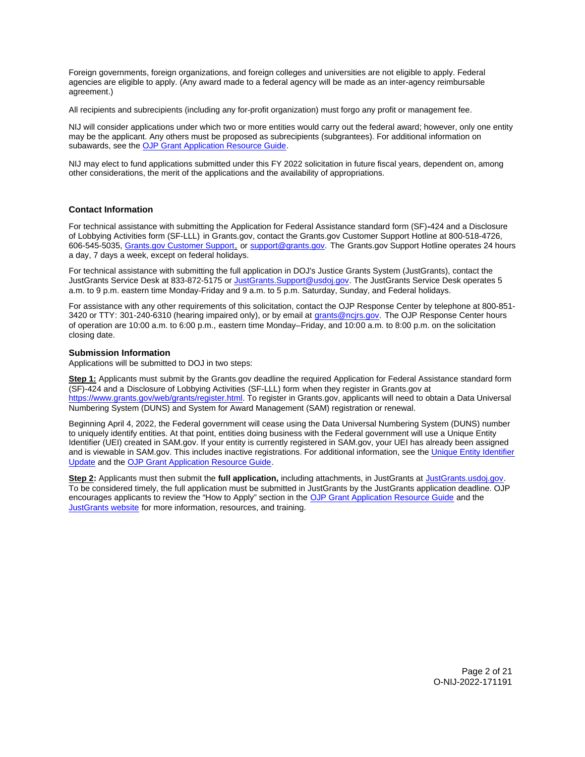Foreign governments, foreign organizations, and foreign colleges and universities are not eligible to apply. Federal agencies are eligible to apply. (Any award made to a federal agency will be made as an inter-agency reimbursable agreement.)

All recipients and subrecipients (including any for-profit organization) must forgo any profit or management fee.

NIJ will consider applications under which two or more entities would carry out the federal award; however, only one entity may be the applicant. Any others must be proposed as subrecipients (subgrantees). For additional information on subawards, see the [OJP Grant Application Resource Guide](OJP Grant Application Resource Guide).

NIJ may elect to fund applications submitted under this FY 2022 solicitation in future fiscal years, dependent on, among other considerations, the merit of the applications and the availability of appropriations.

### Contact Information

For technical assistance with submitting the Application for Federal Assistance standard form (SF)-424 and a Disclosure of Lobbying Activities form (SF-LLL) in Grants.gov, contact the Grants.gov Customer Support Hotline at 800-518-4726, 606-545-5035, Grants.gov Customer Support, or support@grants.gov. The Grants.gov Support Hotline operates 24 hours a day, 7 days a week, except on federal holidays.

For technical assistance with submitting the full application in DOJ's Justice Grants System (JustGrants), contact the JustGrants Service Desk at 833-872-5175 or JustGrants.Support@usdoj.gov. The JustGrants Service Desk operates 5 a.m. to 9 p.m. eastern time Monday-Friday and 9 a.m. to 5 p.m. Saturday, Sunday, and Federal holidays.

For assistance with any other requirements of this solicitation, contact the OJP Response Center by telephone at 800-851-3420 or TTY: 301-240-6310 (hearing impaired only), or by email at grants@ncjrs.gov. The OJP Response Center hours of operation are 10:00 a.m. to 6:00 p.m., eastern time Monday–Friday, and 10:00 a.m. to 8:00 p.m. on the solicitation closing date.

### Submission Information

Applications will be submitted to DOJ in two steps:

**Step 1:** Applicants must submit by the Grants.gov deadline the required Application for Federal Assistance standard form (SF)-424 and a Disclosure of Lobbying Activities (SF-LLL) form when they register in Grants.gov at https://www.grants.gov/web/grants/register.html. To register in Grants.gov, applicants will need to obtain a Data Universal Numbering System (DUNS) and System for Award Management (SAM) registration or renewal.

Beginning April 4, 2022, the Federal government will cease using the Data Universal Numbering System (DUNS) number to uniquely identify entities. At that point, entities doing business with the Federal government will use a Unique Entity Identifier (UEI) created in SAM.gov. If your entity is currently registered in SAM.gov, your UEI has already been assigned and is viewable in SAM.gov. This includes inactive registrations. For additional information, see the Unique Entity Identifier Update and the OJP Grant Application Resource Guide.

**Step 2:** Applicants must then submit the **full application,** including attachments, in JustGrants at JustGrants.usdoj.gov. To be considered timely, the full application must be submitted in JustGrants by the JustGrants application deadline. OJP encourages applicants to review the "How to Apply" section in the OJP Grant Application Resource Guide and the JustGrants website for more information, resources, and training.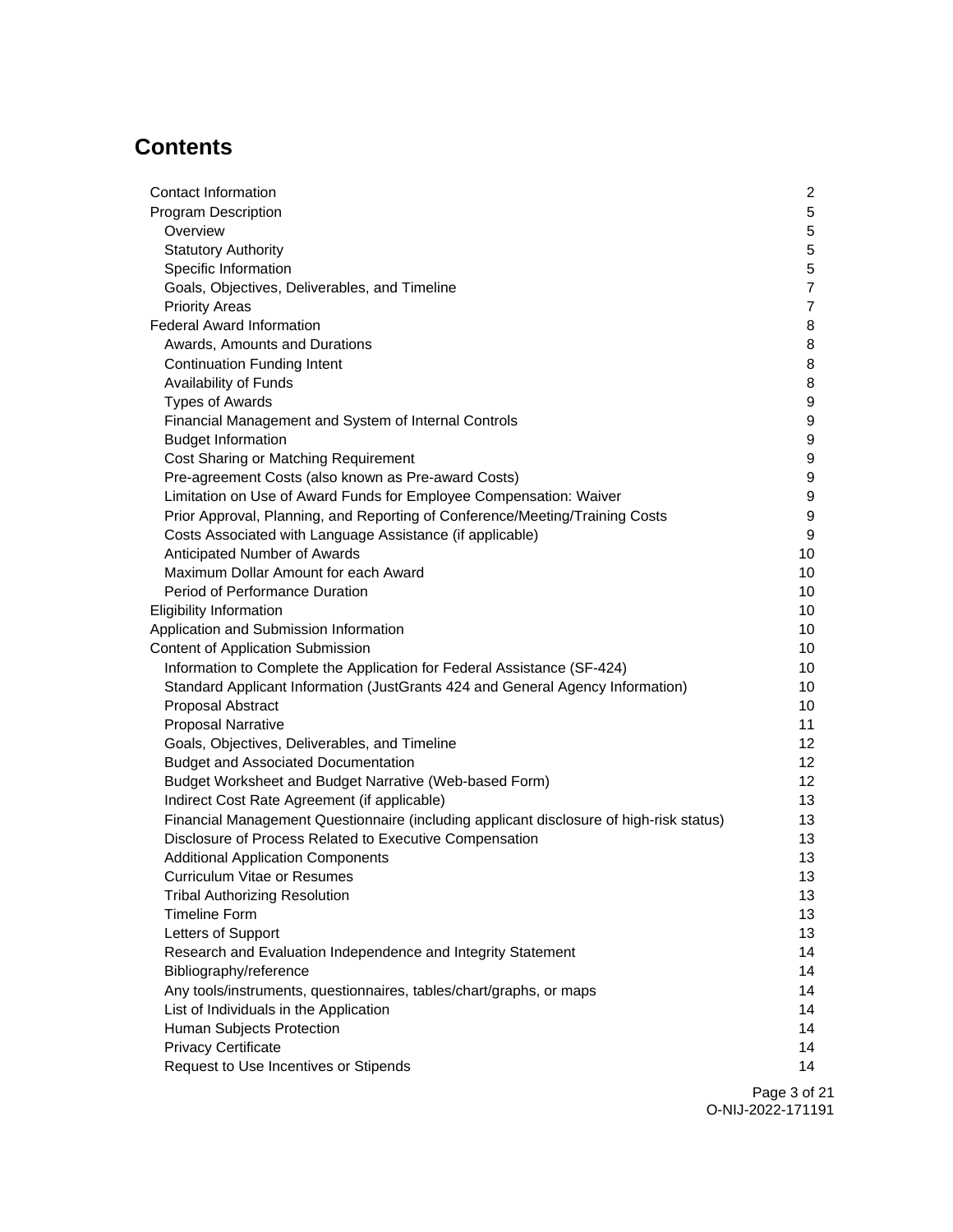## Contents

| | |
|---|---|
| Contact Information | 2 |
| Program Description | 5 |
| Overview | 5 |
| Statutory Authority | 5 |
| Specific Information | 5 |
| Goals, Objectives, Deliverables, and Timeline | 7 |
| Priority Areas | 7 |
| Federal Award Information | 8 |
| Awards, Amounts and Durations | 8 |
| Continuation Funding Intent | 8 |
| Availability of Funds | 8 |
| Types of Awards | 9 |
| Financial Management and System of Internal Controls | 9 |
| Budget Information | 9 |
| Cost Sharing or Matching Requirement | 9 |
| Pre-agreement Costs (also known as Pre-award Costs) | 9 |
| Limitation on Use of Award Funds for Employee Compensation: Waiver | 9 |
| Prior Approval, Planning, and Reporting of Conference/Meeting/Training Costs | 9 |
| Costs Associated with Language Assistance (if applicable) | 9 |
| Anticipated Number of Awards | 10 |
| Maximum Dollar Amount for each Award | 10 |
| Period of Performance Duration | 10 |
| Eligibility Information | 10 |
| Application and Submission Information | 10 |
| Content of Application Submission | 10 |
| Information to Complete the Application for Federal Assistance (SF-424) | 10 |
| Standard Applicant Information (JustGrants 424 and General Agency Information) | 10 |
| Proposal Abstract | 10 |
| Proposal Narrative | 11 |
| Goals, Objectives, Deliverables, and Timeline | 12 |
| Budget and Associated Documentation | 12 |
| Budget Worksheet and Budget Narrative (Web-based Form) | 12 |
| Indirect Cost Rate Agreement (if applicable) | 13 |
| Financial Management Questionnaire (including applicant disclosure of high-risk status) | 13 |
| Disclosure of Process Related to Executive Compensation | 13 |
| Additional Application Components | 13 |
| Curriculum Vitae or Resumes | 13 |
| Tribal Authorizing Resolution | 13 |
| Timeline Form | 13 |
| Letters of Support | 13 |
| Research and Evaluation Independence and Integrity Statement | 14 |
| Bibliography/reference | 14 |
| Any tools/instruments, questionnaires, tables/chart/graphs, or maps | 14 |
| List of Individuals in the Application | 14 |
| Human Subjects Protection | 14 |
| Privacy Certificate | 14 |
| Request to Use Incentives or Stipends | 14 |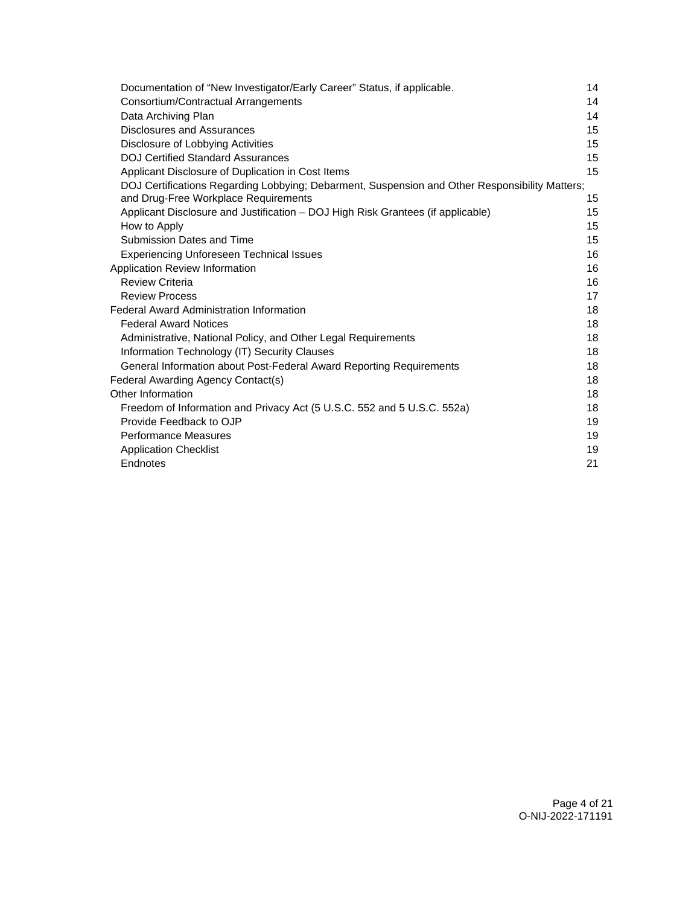Documentation of "New Investigator/Early Career" Status, if applicable. 14
Consortium/Contractual Arrangements 14
Data Archiving Plan 14
Disclosures and Assurances 15
Disclosure of Lobbying Activities 15
DOJ Certified Standard Assurances 15
Applicant Disclosure of Duplication in Cost Items 15
DOJ Certifications Regarding Lobbying; Debarment, Suspension and Other Responsibility Matters; and Drug-Free Workplace Requirements 15
Applicant Disclosure and Justification – DOJ High Risk Grantees (if applicable) 15
How to Apply 15
Submission Dates and Time 15
Experiencing Unforeseen Technical Issues 16

Application Review Information 16
Review Criteria 16
Review Process 17

Federal Award Administration Information 18
Federal Award Notices 18
Administrative, National Policy, and Other Legal Requirements 18
Information Technology (IT) Security Clauses 18
General Information about Post-Federal Award Reporting Requirements 18

Federal Awarding Agency Contact(s) 18

Other Information 18
Freedom of Information and Privacy Act (5 U.S.C. 552 and 5 U.S.C. 552a) 18
Provide Feedback to OJP 19
Performance Measures 19
Application Checklist 19
Endnotes 21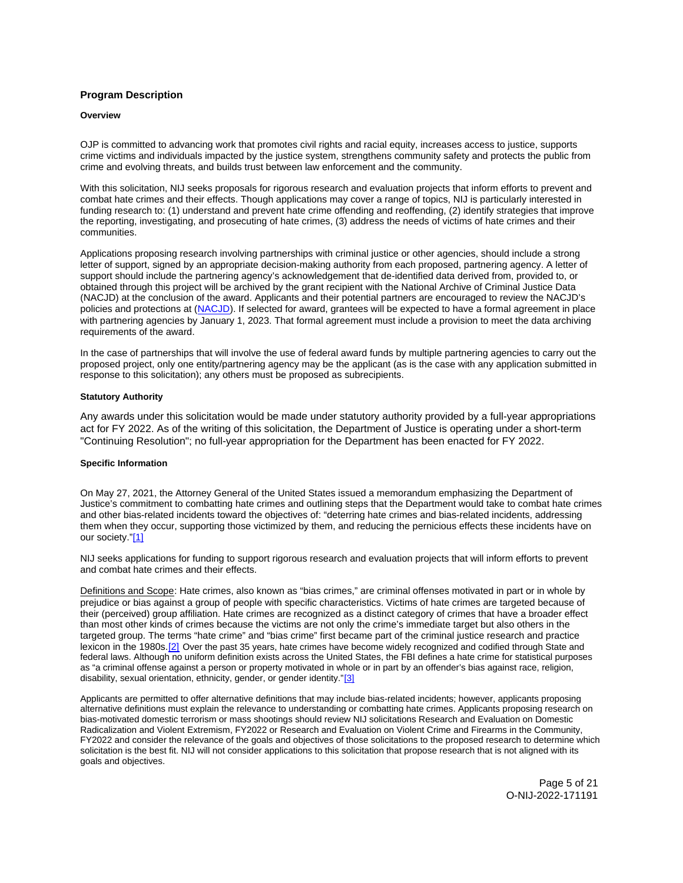## Program Description

### Overview

OJP is committed to advancing work that promotes civil rights and racial equity, increases access to justice, supports crime victims and individuals impacted by the justice system, strengthens community safety and protects the public from crime and evolving threats, and builds trust between law enforcement and the community.

With this solicitation, NIJ seeks proposals for rigorous research and evaluation projects that inform efforts to prevent and combat hate crimes and their effects. Though applications may cover a range of topics, NIJ is particularly interested in funding research to: (1) understand and prevent hate crime offending and reoffending, (2) identify strategies that improve the reporting, investigating, and prosecuting of hate crimes, (3) address the needs of victims of hate crimes and their communities.

Applications proposing research involving partnerships with criminal justice or other agencies, should include a strong letter of support, signed by an appropriate decision-making authority from each proposed, partnering agency. A letter of support should include the partnering agency's acknowledgement that de-identified data derived from, provided to, or obtained through this project will be archived by the grant recipient with the National Archive of Criminal Justice Data (NACJD) at the conclusion of the award. Applicants and their potential partners are encouraged to review the NACJD's policies and protections at (NACJD). If selected for award, grantees will be expected to have a formal agreement in place with partnering agencies by January 1, 2023. That formal agreement must include a provision to meet the data archiving requirements of the award.

In the case of partnerships that will involve the use of federal award funds by multiple partnering agencies to carry out the proposed project, only one entity/partnering agency may be the applicant (as is the case with any application submitted in response to this solicitation); any others must be proposed as subrecipients.

### Statutory Authority

Any awards under this solicitation would be made under statutory authority provided by a full-year appropriations act for FY 2022. As of the writing of this solicitation, the Department of Justice is operating under a short-term "Continuing Resolution"; no full-year appropriation for the Department has been enacted for FY 2022.

### Specific Information

On May 27, 2021, the Attorney General of the United States issued a memorandum emphasizing the Department of Justice's commitment to combatting hate crimes and outlining steps that the Department would take to combat hate crimes and other bias-related incidents toward the objectives of: "deterring hate crimes and bias-related incidents, addressing them when they occur, supporting those victimized by them, and reducing the pernicious effects these incidents have on our society."[1]

NIJ seeks applications for funding to support rigorous research and evaluation projects that will inform efforts to prevent and combat hate crimes and their effects.

Definitions and Scope: Hate crimes, also known as "bias crimes," are criminal offenses motivated in part or in whole by prejudice or bias against a group of people with specific characteristics. Victims of hate crimes are targeted because of their (perceived) group affiliation. Hate crimes are recognized as a distinct category of crimes that have a broader effect than most other kinds of crimes because the victims are not only the crime's immediate target but also others in the targeted group. The terms "hate crime" and "bias crime" first became part of the criminal justice research and practice lexicon in the 1980s.[2] Over the past 35 years, hate crimes have become widely recognized and codified through State and federal laws. Although no uniform definition exists across the United States, the FBI defines a hate crime for statistical purposes as "a criminal offense against a person or property motivated in whole or in part by an offender's bias against race, religion, disability, sexual orientation, ethnicity, gender, or gender identity."[3]

Applicants are permitted to offer alternative definitions that may include bias-related incidents; however, applicants proposing alternative definitions must explain the relevance to understanding or combatting hate crimes. Applicants proposing research on bias-motivated domestic terrorism or mass shootings should review NIJ solicitations Research and Evaluation on Domestic Radicalization and Violent Extremism, FY2022 or Research and Evaluation on Violent Crime and Firearms in the Community, FY2022 and consider the relevance of the goals and objectives of those solicitations to the proposed research to determine which solicitation is the best fit. NIJ will not consider applications to this solicitation that propose research that is not aligned with its goals and objectives.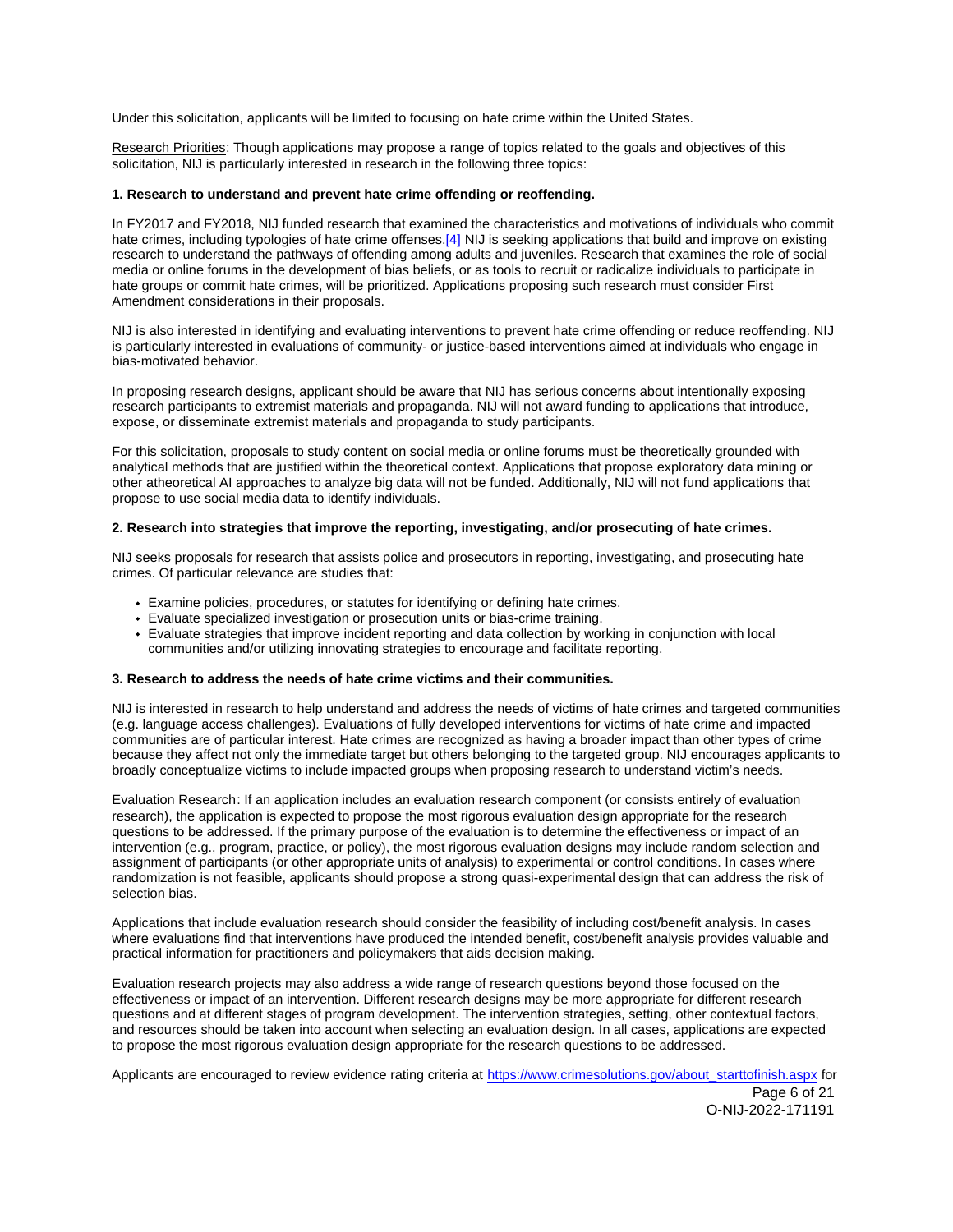Under this solicitation, applicants will be limited to focusing on hate crime within the United States.

Research Priorities: Though applications may propose a range of topics related to the goals and objectives of this solicitation, NIJ is particularly interested in research in the following three topics:

**1. Research to understand and prevent hate crime offending or reoffending.**

In FY2017 and FY2018, NIJ funded research that examined the characteristics and motivations of individuals who commit hate crimes, including typologies of hate crime offenses.[4] NIJ is seeking applications that build and improve on existing research to understand the pathways of offending among adults and juveniles. Research that examines the role of social media or online forums in the development of bias beliefs, or as tools to recruit or radicalize individuals to participate in hate groups or commit hate crimes, will be prioritized. Applications proposing such research must consider First Amendment considerations in their proposals.

NIJ is also interested in identifying and evaluating interventions to prevent hate crime offending or reduce reoffending. NIJ is particularly interested in evaluations of community- or justice-based interventions aimed at individuals who engage in bias-motivated behavior.

In proposing research designs, applicant should be aware that NIJ has serious concerns about intentionally exposing research participants to extremist materials and propaganda. NIJ will not award funding to applications that introduce, expose, or disseminate extremist materials and propaganda to study participants.

For this solicitation, proposals to study content on social media or online forums must be theoretically grounded with analytical methods that are justified within the theoretical context. Applications that propose exploratory data mining or other atheoretical AI approaches to analyze big data will not be funded. Additionally, NIJ will not fund applications that propose to use social media data to identify individuals.

**2. Research into strategies that improve the reporting, investigating, and/or prosecuting of hate crimes.**

NIJ seeks proposals for research that assists police and prosecutors in reporting, investigating, and prosecuting hate crimes. Of particular relevance are studies that:

- Examine policies, procedures, or statutes for identifying or defining hate crimes.
- Evaluate specialized investigation or prosecution units or bias-crime training.
- Evaluate strategies that improve incident reporting and data collection by working in conjunction with local communities and/or utilizing innovating strategies to encourage and facilitate reporting.

**3. Research to address the needs of hate crime victims and their communities.**

NIJ is interested in research to help understand and address the needs of victims of hate crimes and targeted communities (e.g. language access challenges). Evaluations of fully developed interventions for victims of hate crime and impacted communities are of particular interest. Hate crimes are recognized as having a broader impact than other types of crime because they affect not only the immediate target but others belonging to the targeted group. NIJ encourages applicants to broadly conceptualize victims to include impacted groups when proposing research to understand victim's needs.

Evaluation Research: If an application includes an evaluation research component (or consists entirely of evaluation research), the application is expected to propose the most rigorous evaluation design appropriate for the research questions to be addressed. If the primary purpose of the evaluation is to determine the effectiveness or impact of an intervention (e.g., program, practice, or policy), the most rigorous evaluation designs may include random selection and assignment of participants (or other appropriate units of analysis) to experimental or control conditions. In cases where randomization is not feasible, applicants should propose a strong quasi-experimental design that can address the risk of selection bias.

Applications that include evaluation research should consider the feasibility of including cost/benefit analysis. In cases where evaluations find that interventions have produced the intended benefit, cost/benefit analysis provides valuable and practical information for practitioners and policymakers that aids decision making.

Evaluation research projects may also address a wide range of research questions beyond those focused on the effectiveness or impact of an intervention. Different research designs may be more appropriate for different research questions and at different stages of program development. The intervention strategies, setting, other contextual factors, and resources should be taken into account when selecting an evaluation design. In all cases, applications are expected to propose the most rigorous evaluation design appropriate for the research questions to be addressed.

Applicants are encouraged to review evidence rating criteria at https://www.crimesolutions.gov/about_starttofinish.aspx for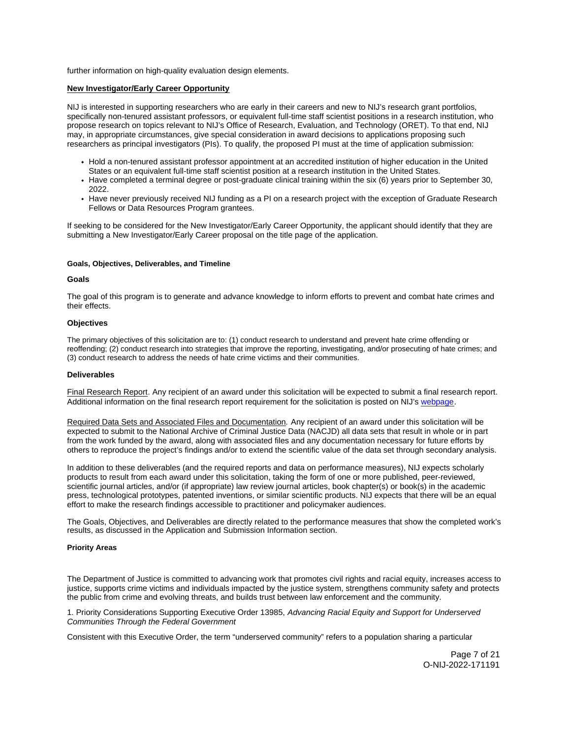further information on high-quality evaluation design elements.

**New Investigator/Early Career Opportunity**

NIJ is interested in supporting researchers who are early in their careers and new to NIJ's research grant portfolios, specifically non-tenured assistant professors, or equivalent full-time staff scientist positions in a research institution, who propose research on topics relevant to NIJ's Office of Research, Evaluation, and Technology (ORET). To that end, NIJ may, in appropriate circumstances, give special consideration in award decisions to applications proposing such researchers as principal investigators (PIs). To qualify, the proposed PI must at the time of application submission:

- Hold a non-tenured assistant professor appointment at an accredited institution of higher education in the United States or an equivalent full-time staff scientist position at a research institution in the United States.
- Have completed a terminal degree or post-graduate clinical training within the six (6) years prior to September 30, 2022.
- Have never previously received NIJ funding as a PI on a research project with the exception of Graduate Research Fellows or Data Resources Program grantees.

If seeking to be considered for the New Investigator/Early Career Opportunity, the applicant should identify that they are submitting a New Investigator/Early Career proposal on the title page of the application.

#### Goals, Objectives, Deliverables, and Timeline

#### Goals

The goal of this program is to generate and advance knowledge to inform efforts to prevent and combat hate crimes and their effects.

#### Objectives

The primary objectives of this solicitation are to: (1) conduct research to understand and prevent hate crime offending or reoffending; (2) conduct research into strategies that improve the reporting, investigating, and/or prosecuting of hate crimes; and (3) conduct research to address the needs of hate crime victims and their communities.

#### Deliverables

Final Research Report. Any recipient of an award under this solicitation will be expected to submit a final research report. Additional information on the final research report requirement for the solicitation is posted on NIJ's webpage.

Required Data Sets and Associated Files and Documentation. Any recipient of an award under this solicitation will be expected to submit to the National Archive of Criminal Justice Data (NACJD) all data sets that result in whole or in part from the work funded by the award, along with associated files and any documentation necessary for future efforts by others to reproduce the project's findings and/or to extend the scientific value of the data set through secondary analysis.

In addition to these deliverables (and the required reports and data on performance measures), NIJ expects scholarly products to result from each award under this solicitation, taking the form of one or more published, peer-reviewed, scientific journal articles, and/or (if appropriate) law review journal articles, book chapter(s) or book(s) in the academic press, technological prototypes, patented inventions, or similar scientific products. NIJ expects that there will be an equal effort to make the research findings accessible to practitioner and policymaker audiences.

The Goals, Objectives, and Deliverables are directly related to the performance measures that show the completed work's results, as discussed in the Application and Submission Information section.

#### Priority Areas

The Department of Justice is committed to advancing work that promotes civil rights and racial equity, increases access to justice, supports crime victims and individuals impacted by the justice system, strengthens community safety and protects the public from crime and evolving threats, and builds trust between law enforcement and the community.

1. Priority Considerations Supporting Executive Order 13985, *Advancing Racial Equity and Support for Underserved Communities Through the Federal Government*

Consistent with this Executive Order, the term "underserved community" refers to a population sharing a particular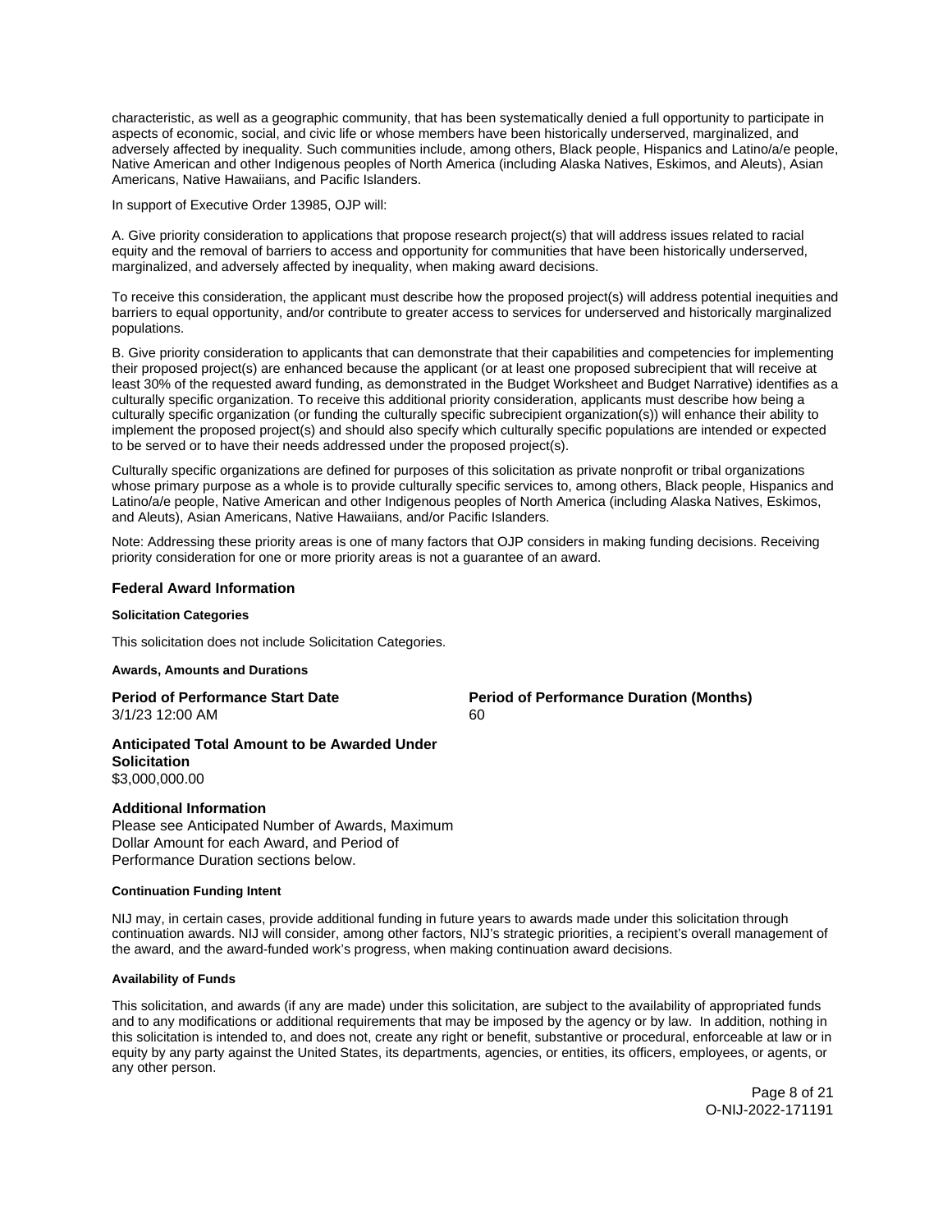characteristic, as well as a geographic community, that has been systematically denied a full opportunity to participate in aspects of economic, social, and civic life or whose members have been historically underserved, marginalized, and adversely affected by inequality. Such communities include, among others, Black people, Hispanics and Latino/a/e people, Native American and other Indigenous peoples of North America (including Alaska Natives, Eskimos, and Aleuts), Asian Americans, Native Hawaiians, and Pacific Islanders.

In support of Executive Order 13985, OJP will:

A. Give priority consideration to applications that propose research project(s) that will address issues related to racial equity and the removal of barriers to access and opportunity for communities that have been historically underserved, marginalized, and adversely affected by inequality, when making award decisions.

To receive this consideration, the applicant must describe how the proposed project(s) will address potential inequities and barriers to equal opportunity, and/or contribute to greater access to services for underserved and historically marginalized populations.

B. Give priority consideration to applicants that can demonstrate that their capabilities and competencies for implementing their proposed project(s) are enhanced because the applicant (or at least one proposed subrecipient that will receive at least 30% of the requested award funding, as demonstrated in the Budget Worksheet and Budget Narrative) identifies as a culturally specific organization. To receive this additional priority consideration, applicants must describe how being a culturally specific organization (or funding the culturally specific subrecipient organization(s)) will enhance their ability to implement the proposed project(s) and should also specify which culturally specific populations are intended or expected to be served or to have their needs addressed under the proposed project(s).

Culturally specific organizations are defined for purposes of this solicitation as private nonprofit or tribal organizations whose primary purpose as a whole is to provide culturally specific services to, among others, Black people, Hispanics and Latino/a/e people, Native American and other Indigenous peoples of North America (including Alaska Natives, Eskimos, and Aleuts), Asian Americans, Native Hawaiians, and/or Pacific Islanders.

Note: Addressing these priority areas is one of many factors that OJP considers in making funding decisions. Receiving priority consideration for one or more priority areas is not a guarantee of an award.

## Federal Award Information

#### Solicitation Categories

This solicitation does not include Solicitation Categories.

#### Awards, Amounts and Durations

**Period of Performance Start Date**
3/1/23 12:00 AM

**Period of Performance Duration (Months)**
60

**Anticipated Total Amount to be Awarded Under Solicitation**
$3,000,000.00

**Additional Information**
Please see Anticipated Number of Awards, Maximum Dollar Amount for each Award, and Period of Performance Duration sections below.

#### Continuation Funding Intent

NIJ may, in certain cases, provide additional funding in future years to awards made under this solicitation through continuation awards. NIJ will consider, among other factors, NIJ's strategic priorities, a recipient's overall management of the award, and the award-funded work's progress, when making continuation award decisions.

#### Availability of Funds

This solicitation, and awards (if any are made) under this solicitation, are subject to the availability of appropriated funds and to any modifications or additional requirements that may be imposed by the agency or by law. In addition, nothing in this solicitation is intended to, and does not, create any right or benefit, substantive or procedural, enforceable at law or in equity by any party against the United States, its departments, agencies, or entities, its officers, employees, or agents, or any other person.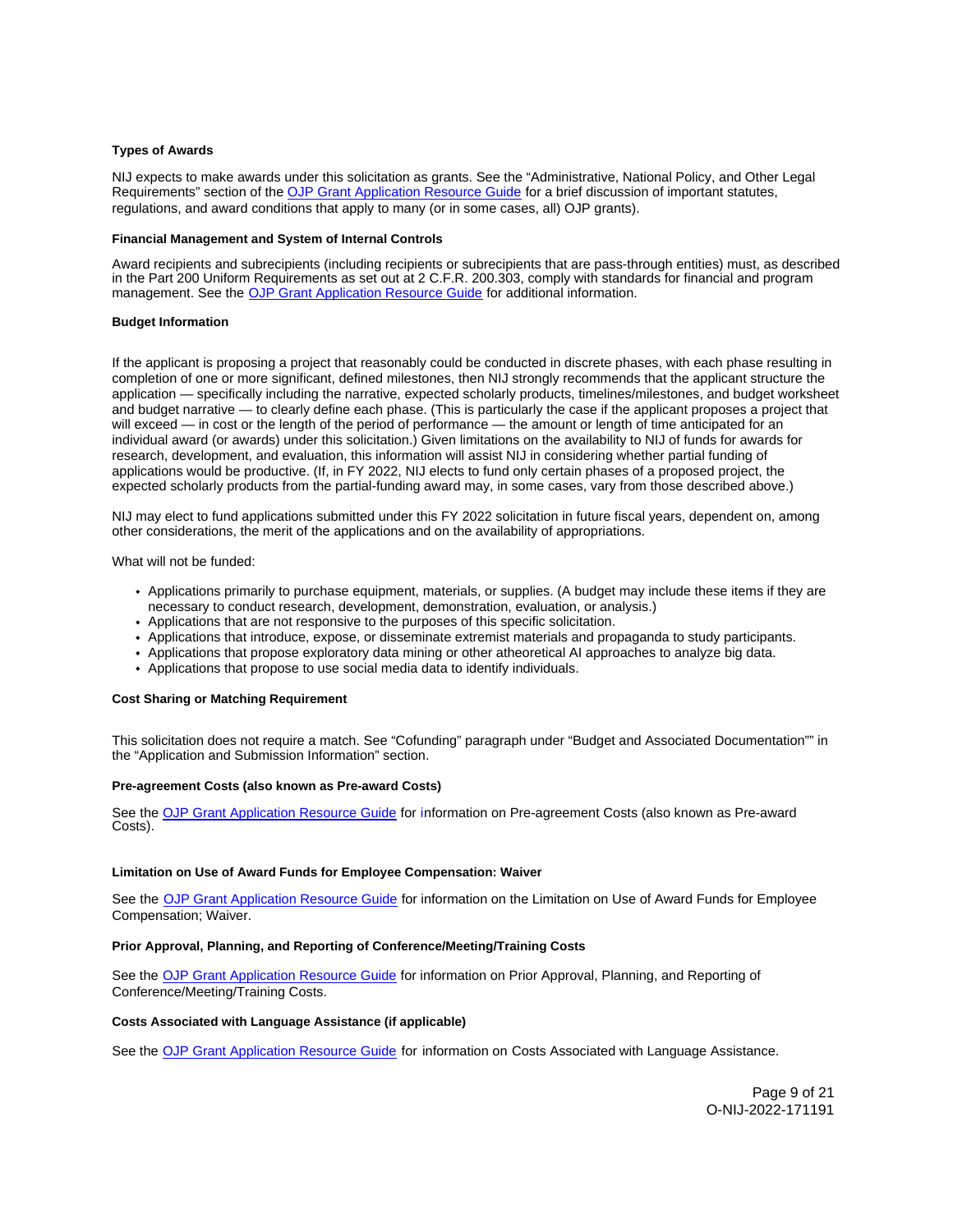**Types of Awards**

NIJ expects to make awards under this solicitation as grants. See the "Administrative, National Policy, and Other Legal Requirements" section of the OJP Grant Application Resource Guide for a brief discussion of important statutes, regulations, and award conditions that apply to many (or in some cases, all) OJP grants).

**Financial Management and System of Internal Controls**

Award recipients and subrecipients (including recipients or subrecipients that are pass-through entities) must, as described in the Part 200 Uniform Requirements as set out at 2 C.F.R. 200.303, comply with standards for financial and program management. See the OJP Grant Application Resource Guide for additional information.

**Budget Information**

If the applicant is proposing a project that reasonably could be conducted in discrete phases, with each phase resulting in completion of one or more significant, defined milestones, then NIJ strongly recommends that the applicant structure the application — specifically including the narrative, expected scholarly products, timelines/milestones, and budget worksheet and budget narrative — to clearly define each phase. (This is particularly the case if the applicant proposes a project that will exceed — in cost or the length of the period of performance — the amount or length of time anticipated for an individual award (or awards) under this solicitation.) Given limitations on the availability to NIJ of funds for awards for research, development, and evaluation, this information will assist NIJ in considering whether partial funding of applications would be productive. (If, in FY 2022, NIJ elects to fund only certain phases of a proposed project, the expected scholarly products from the partial-funding award may, in some cases, vary from those described above.)

NIJ may elect to fund applications submitted under this FY 2022 solicitation in future fiscal years, dependent on, among other considerations, the merit of the applications and on the availability of appropriations.

What will not be funded:

- Applications primarily to purchase equipment, materials, or supplies. (A budget may include these items if they are necessary to conduct research, development, demonstration, evaluation, or analysis.)
- Applications that are not responsive to the purposes of this specific solicitation.
- Applications that introduce, expose, or disseminate extremist materials and propaganda to study participants.
- Applications that propose exploratory data mining or other atheoretical AI approaches to analyze big data.
- Applications that propose to use social media data to identify individuals.

**Cost Sharing or Matching Requirement**

This solicitation does not require a match. See "Cofunding" paragraph under "Budget and Associated Documentation"" in the "Application and Submission Information" section.

**Pre-agreement Costs (also known as Pre-award Costs)**

See the OJP Grant Application Resource Guide for information on Pre-agreement Costs (also known as Pre-award Costs).

**Limitation on Use of Award Funds for Employee Compensation: Waiver**

See the OJP Grant Application Resource Guide for information on the Limitation on Use of Award Funds for Employee Compensation; Waiver.

**Prior Approval, Planning, and Reporting of Conference/Meeting/Training Costs**

See the OJP Grant Application Resource Guide for information on Prior Approval, Planning, and Reporting of Conference/Meeting/Training Costs.

**Costs Associated with Language Assistance (if applicable)**

See the OJP Grant Application Resource Guide for information on Costs Associated with Language Assistance.

O-NIJ-2022-171191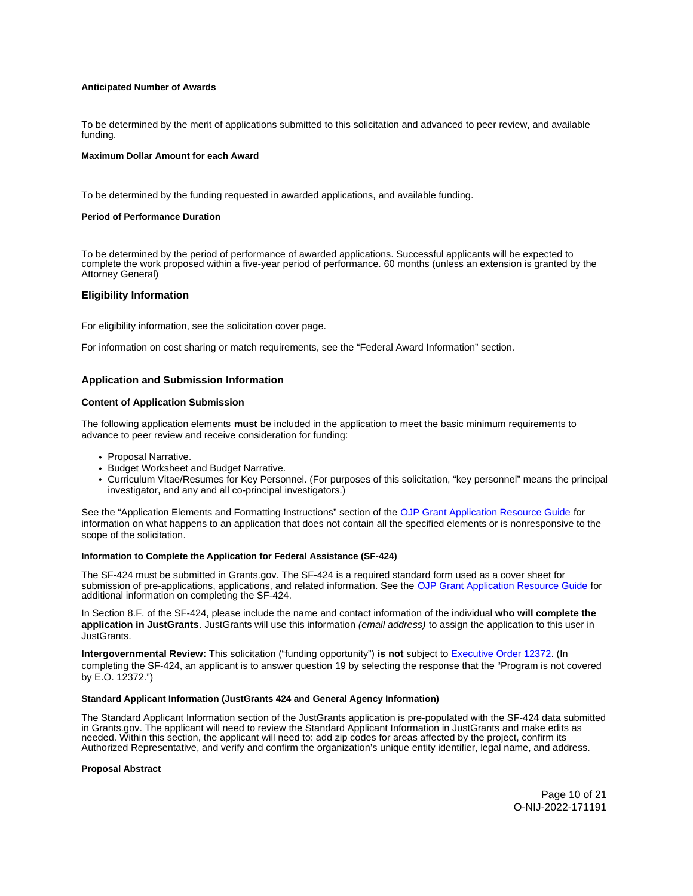#### Anticipated Number of Awards

To be determined by the merit of applications submitted to this solicitation and advanced to peer review, and available funding.

#### Maximum Dollar Amount for each Award

To be determined by the funding requested in awarded applications, and available funding.

#### Period of Performance Duration

To be determined by the period of performance of awarded applications. Successful applicants will be expected to complete the work proposed within a five-year period of performance. 60 months (unless an extension is granted by the Attorney General)

## Eligibility Information

For eligibility information, see the solicitation cover page.

For information on cost sharing or match requirements, see the "Federal Award Information" section.

## Application and Submission Information

### Content of Application Submission

The following application elements **must** be included in the application to meet the basic minimum requirements to advance to peer review and receive consideration for funding:

- Proposal Narrative.
- Budget Worksheet and Budget Narrative.
- Curriculum Vitae/Resumes for Key Personnel. (For purposes of this solicitation, "key personnel" means the principal investigator, and any and all co-principal investigators.)

See the "Application Elements and Formatting Instructions" section of the OJP Grant Application Resource Guide for information on what happens to an application that does not contain all the specified elements or is nonresponsive to the scope of the solicitation.

#### Information to Complete the Application for Federal Assistance (SF-424)

The SF-424 must be submitted in Grants.gov. The SF-424 is a required standard form used as a cover sheet for submission of pre-applications, applications, and related information. See the OJP Grant Application Resource Guide for additional information on completing the SF-424.

In Section 8.F. of the SF-424, please include the name and contact information of the individual **who will complete the application in JustGrants**. JustGrants will use this information *(email address)* to assign the application to this user in JustGrants.

**Intergovernmental Review:** This solicitation ("funding opportunity") **is not** subject to Executive Order 12372. (In completing the SF-424, an applicant is to answer question 19 by selecting the response that the "Program is not covered by E.O. 12372.")

#### Standard Applicant Information (JustGrants 424 and General Agency Information)

The Standard Applicant Information section of the JustGrants application is pre-populated with the SF-424 data submitted in Grants.gov. The applicant will need to review the Standard Applicant Information in JustGrants and make edits as needed. Within this section, the applicant will need to: add zip codes for areas affected by the project, confirm its Authorized Representative, and verify and confirm the organization's unique entity identifier, legal name, and address.

#### Proposal Abstract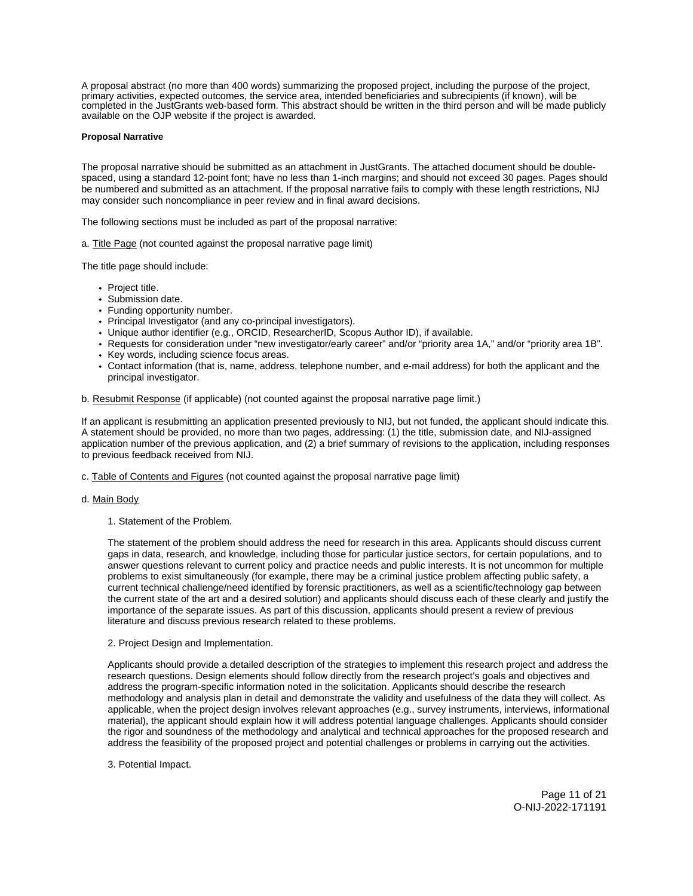A proposal abstract (no more than 400 words) summarizing the proposed project, including the purpose of the project, primary activities, expected outcomes, the service area, intended beneficiaries and subrecipients (if known), will be completed in the JustGrants web-based form. This abstract should be written in the third person and will be made publicly available on the OJP website if the project is awarded.

**Proposal Narrative**

The proposal narrative should be submitted as an attachment in JustGrants. The attached document should be double-spaced, using a standard 12-point font; have no less than 1-inch margins; and should not exceed 30 pages. Pages should be numbered and submitted as an attachment. If the proposal narrative fails to comply with these length restrictions, NIJ may consider such noncompliance in peer review and in final award decisions.

The following sections must be included as part of the proposal narrative:

a. Title Page (not counted against the proposal narrative page limit)

The title page should include:

- Project title.
- Submission date.
- Funding opportunity number.
- Principal Investigator (and any co-principal investigators).
- Unique author identifier (e.g., ORCID, ResearcherID, Scopus Author ID), if available.
- Requests for consideration under “new investigator/early career” and/or “priority area 1A,” and/or “priority area 1B”.
- Key words, including science focus areas.
- Contact information (that is, name, address, telephone number, and e-mail address) for both the applicant and the principal investigator.

b. Resubmit Response (if applicable) (not counted against the proposal narrative page limit.)

If an applicant is resubmitting an application presented previously to NIJ, but not funded, the applicant should indicate this. A statement should be provided, no more than two pages, addressing: (1) the title, submission date, and NIJ-assigned application number of the previous application, and (2) a brief summary of revisions to the application, including responses to previous feedback received from NIJ.

c. Table of Contents and Figures (not counted against the proposal narrative page limit)

d. Main Body

1. Statement of the Problem.

The statement of the problem should address the need for research in this area. Applicants should discuss current gaps in data, research, and knowledge, including those for particular justice sectors, for certain populations, and to answer questions relevant to current policy and practice needs and public interests. It is not uncommon for multiple problems to exist simultaneously (for example, there may be a criminal justice problem affecting public safety, a current technical challenge/need identified by forensic practitioners, as well as a scientific/technology gap between the current state of the art and a desired solution) and applicants should discuss each of these clearly and justify the importance of the separate issues. As part of this discussion, applicants should present a review of previous literature and discuss previous research related to these problems.

2. Project Design and Implementation.

Applicants should provide a detailed description of the strategies to implement this research project and address the research questions. Design elements should follow directly from the research project’s goals and objectives and address the program-specific information noted in the solicitation. Applicants should describe the research methodology and analysis plan in detail and demonstrate the validity and usefulness of the data they will collect. As applicable, when the project design involves relevant approaches (e.g., survey instruments, interviews, informational material), the applicant should explain how it will address potential language challenges. Applicants should consider the rigor and soundness of the methodology and analytical and technical approaches for the proposed research and address the feasibility of the proposed project and potential challenges or problems in carrying out the activities.

3. Potential Impact.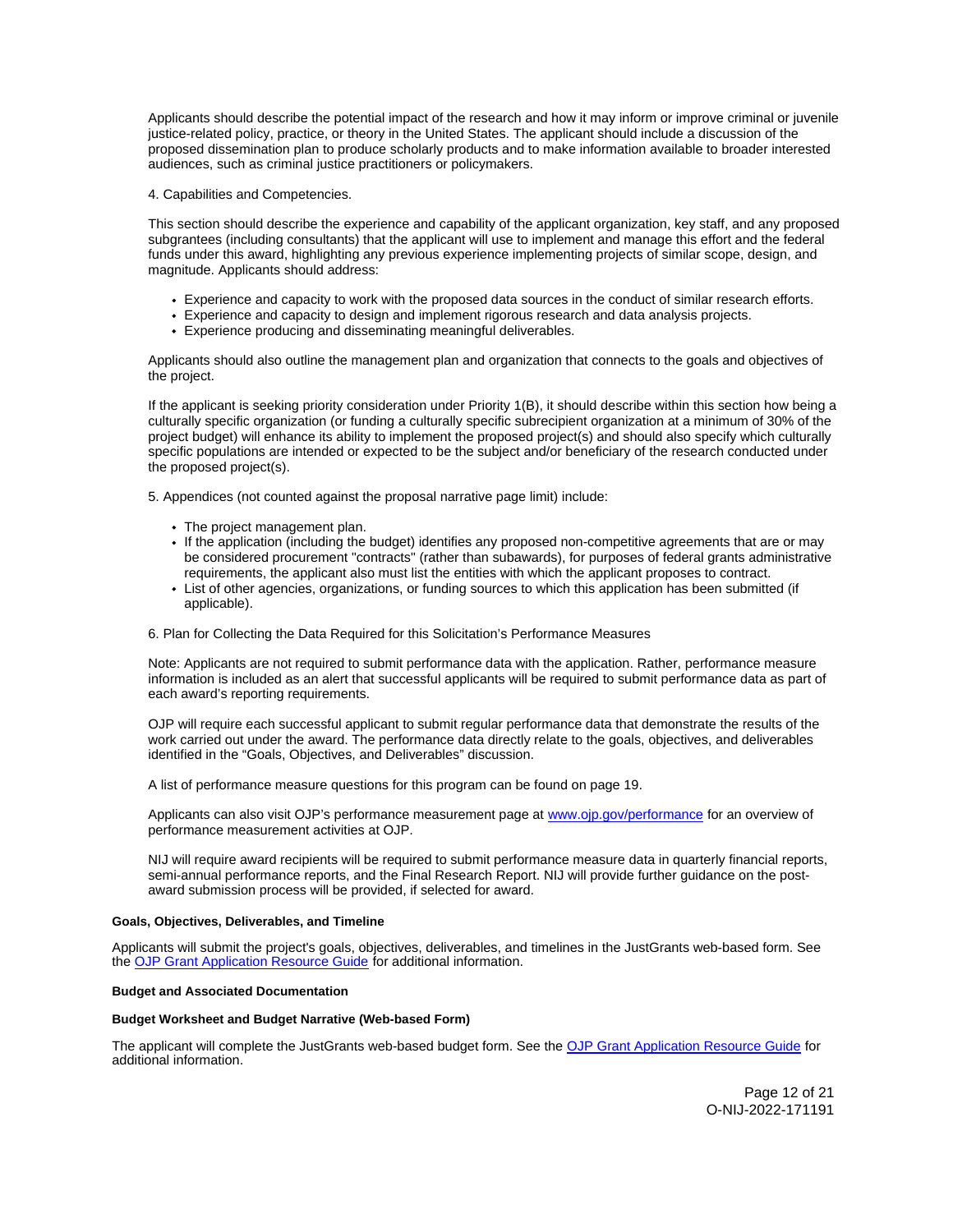Applicants should describe the potential impact of the research and how it may inform or improve criminal or juvenile justice-related policy, practice, or theory in the United States. The applicant should include a discussion of the proposed dissemination plan to produce scholarly products and to make information available to broader interested audiences, such as criminal justice practitioners or policymakers.

4. Capabilities and Competencies.

This section should describe the experience and capability of the applicant organization, key staff, and any proposed subgrantees (including consultants) that the applicant will use to implement and manage this effort and the federal funds under this award, highlighting any previous experience implementing projects of similar scope, design, and magnitude. Applicants should address:

- Experience and capacity to work with the proposed data sources in the conduct of similar research efforts.
- Experience and capacity to design and implement rigorous research and data analysis projects.
- Experience producing and disseminating meaningful deliverables.

Applicants should also outline the management plan and organization that connects to the goals and objectives of the project.

If the applicant is seeking priority consideration under Priority 1(B), it should describe within this section how being a culturally specific organization (or funding a culturally specific subrecipient organization at a minimum of 30% of the project budget) will enhance its ability to implement the proposed project(s) and should also specify which culturally specific populations are intended or expected to be the subject and/or beneficiary of the research conducted under the proposed project(s).

5. Appendices (not counted against the proposal narrative page limit) include:

- The project management plan.
- If the application (including the budget) identifies any proposed non-competitive agreements that are or may be considered procurement "contracts" (rather than subawards), for purposes of federal grants administrative requirements, the applicant also must list the entities with which the applicant proposes to contract.
- List of other agencies, organizations, or funding sources to which this application has been submitted (if applicable).

6. Plan for Collecting the Data Required for this Solicitation's Performance Measures

Note: Applicants are not required to submit performance data with the application. Rather, performance measure information is included as an alert that successful applicants will be required to submit performance data as part of each award's reporting requirements.

OJP will require each successful applicant to submit regular performance data that demonstrate the results of the work carried out under the award. The performance data directly relate to the goals, objectives, and deliverables identified in the "Goals, Objectives, and Deliverables" discussion.

A list of performance measure questions for this program can be found on page 19.

Applicants can also visit OJP's performance measurement page at [www.ojp.gov/performance](www.ojp.gov/performance) for an overview of performance measurement activities at OJP.

NIJ will require award recipients will be required to submit performance measure data in quarterly financial reports, semi-annual performance reports, and the Final Research Report. NIJ will provide further guidance on the post-award submission process will be provided, if selected for award.

**Goals, Objectives, Deliverables, and Timeline**

Applicants will submit the project's goals, objectives, deliverables, and timelines in the JustGrants web-based form. See the OJP Grant Application Resource Guide for additional information.

**Budget and Associated Documentation**

**Budget Worksheet and Budget Narrative (Web-based Form)**

The applicant will complete the JustGrants web-based budget form. See the OJP Grant Application Resource Guide for additional information.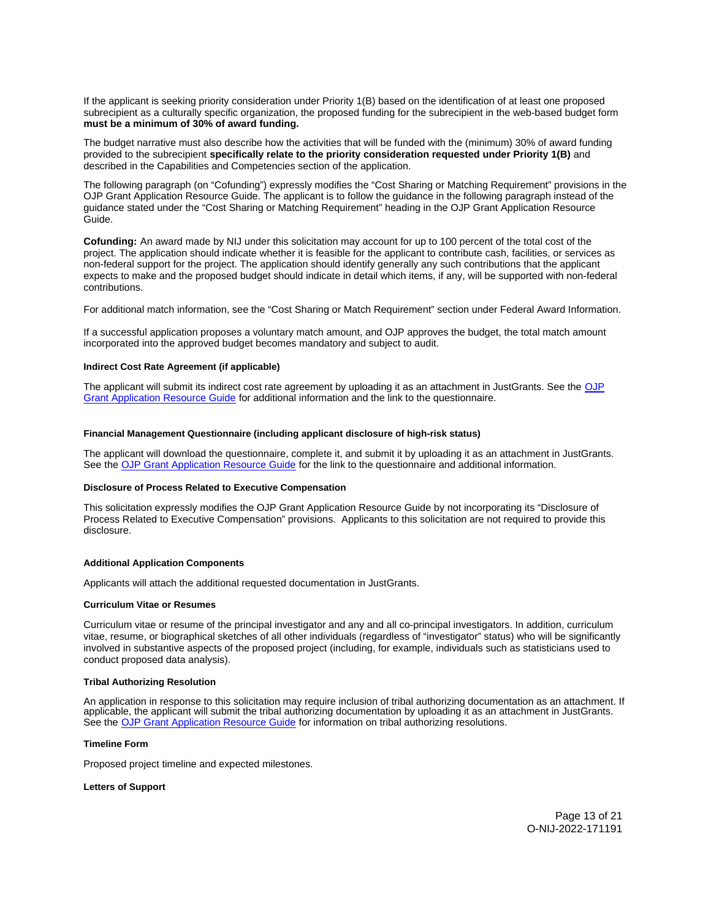If the applicant is seeking priority consideration under Priority 1(B) based on the identification of at least one proposed subrecipient as a culturally specific organization, the proposed funding for the subrecipient in the web-based budget form **must be a minimum of 30% of award funding.**

The budget narrative must also describe how the activities that will be funded with the (minimum) 30% of award funding provided to the subrecipient **specifically relate to the priority consideration requested under Priority 1(B)** and described in the Capabilities and Competencies section of the application.

The following paragraph (on "Cofunding") expressly modifies the "Cost Sharing or Matching Requirement" provisions in the OJP Grant Application Resource Guide. The applicant is to follow the guidance in the following paragraph instead of the guidance stated under the "Cost Sharing or Matching Requirement" heading in the OJP Grant Application Resource Guide.

**Cofunding:** An award made by NIJ under this solicitation may account for up to 100 percent of the total cost of the project. The application should indicate whether it is feasible for the applicant to contribute cash, facilities, or services as non-federal support for the project. The application should identify generally any such contributions that the applicant expects to make and the proposed budget should indicate in detail which items, if any, will be supported with non-federal contributions.

For additional match information, see the "Cost Sharing or Match Requirement" section under Federal Award Information.

If a successful application proposes a voluntary match amount, and OJP approves the budget, the total match amount incorporated into the approved budget becomes mandatory and subject to audit.

#### Indirect Cost Rate Agreement (if applicable)

The applicant will submit its indirect cost rate agreement by uploading it as an attachment in JustGrants. See the OJP Grant Application Resource Guide for additional information and the link to the questionnaire.

#### Financial Management Questionnaire (including applicant disclosure of high-risk status)

The applicant will download the questionnaire, complete it, and submit it by uploading it as an attachment in JustGrants. See the OJP Grant Application Resource Guide for the link to the questionnaire and additional information.

#### Disclosure of Process Related to Executive Compensation

This solicitation expressly modifies the OJP Grant Application Resource Guide by not incorporating its "Disclosure of Process Related to Executive Compensation" provisions. Applicants to this solicitation are not required to provide this disclosure.

#### Additional Application Components

Applicants will attach the additional requested documentation in JustGrants.

#### Curriculum Vitae or Resumes

Curriculum vitae or resume of the principal investigator and any and all co-principal investigators. In addition, curriculum vitae, resume, or biographical sketches of all other individuals (regardless of "investigator" status) who will be significantly involved in substantive aspects of the proposed project (including, for example, individuals such as statisticians used to conduct proposed data analysis).

#### Tribal Authorizing Resolution

An application in response to this solicitation may require inclusion of tribal authorizing documentation as an attachment. If applicable, the applicant will submit the tribal authorizing documentation by uploading it as an attachment in JustGrants. See the OJP Grant Application Resource Guide for information on tribal authorizing resolutions.

#### Timeline Form

Proposed project timeline and expected milestones.

#### Letters of Support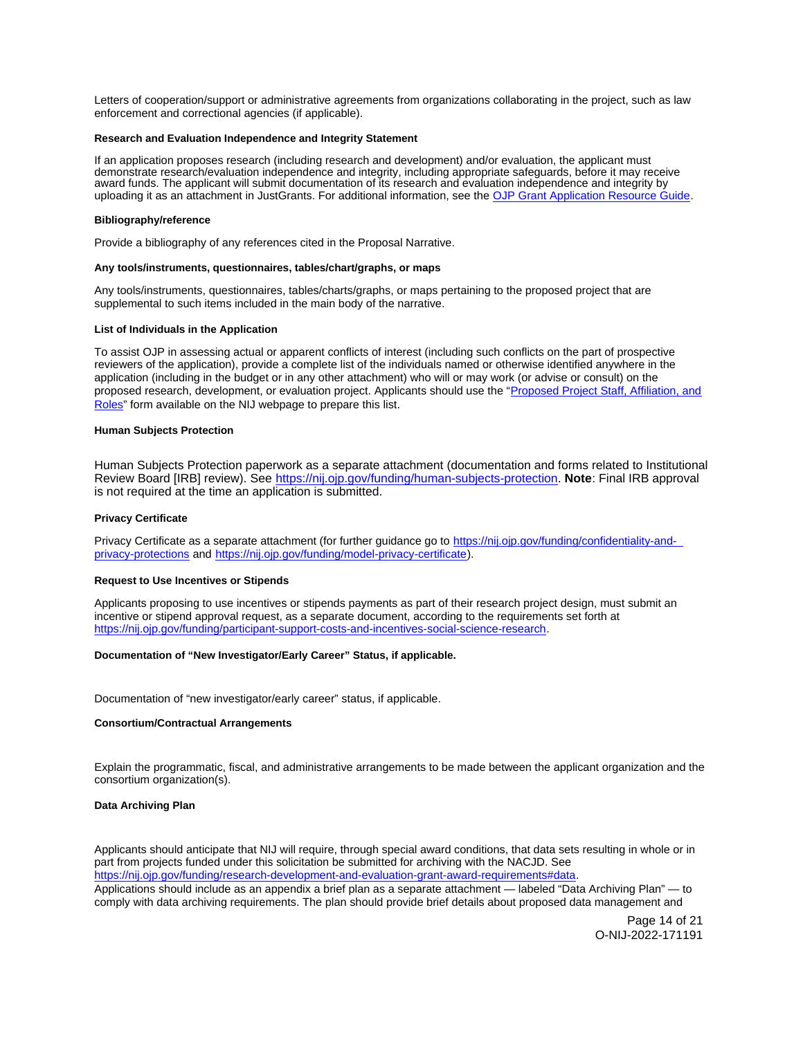Letters of cooperation/support or administrative agreements from organizations collaborating in the project, such as law enforcement and correctional agencies (if applicable).

**Research and Evaluation Independence and Integrity Statement**

If an application proposes research (including research and development) and/or evaluation, the applicant must demonstrate research/evaluation independence and integrity, including appropriate safeguards, before it may receive award funds. The applicant will submit documentation of its research and evaluation independence and integrity by uploading it as an attachment in JustGrants. For additional information, see the [OJP Grant Application Resource Guide](https://www.ojp.gov/funding/Apply/Resources/Grant-App-Resource-Guide.htm).

**Bibliography/reference**

Provide a bibliography of any references cited in the Proposal Narrative.

**Any tools/instruments, questionnaires, tables/chart/graphs, or maps**

Any tools/instruments, questionnaires, tables/charts/graphs, or maps pertaining to the proposed project that are supplemental to such items included in the main body of the narrative.

**List of Individuals in the Application**

To assist OJP in assessing actual or apparent conflicts of interest (including such conflicts on the part of prospective reviewers of the application), provide a complete list of the individuals named or otherwise identified anywhere in the application (including in the budget or in any other attachment) who will or may work (or advise or consult) on the proposed research, development, or evaluation project. Applicants should use the "Proposed Project Staff, Affiliation, and Roles" form available on the NIJ webpage to prepare this list.

**Human Subjects Protection**

Human Subjects Protection paperwork as a separate attachment (documentation and forms related to Institutional Review Board [IRB] review). See https://nij.ojp.gov/funding/human-subjects-protection. **Note**: Final IRB approval is not required at the time an application is submitted.

**Privacy Certificate**

Privacy Certificate as a separate attachment (for further guidance go to https://nij.ojp.gov/funding/confidentiality-and-privacy-protections and https://nij.ojp.gov/funding/model-privacy-certificate).

**Request to Use Incentives or Stipends**

Applicants proposing to use incentives or stipends payments as part of their research project design, must submit an incentive or stipend approval request, as a separate document, according to the requirements set forth at https://nij.ojp.gov/funding/participant-support-costs-and-incentives-social-science-research.

**Documentation of "New Investigator/Early Career" Status, if applicable.**

Documentation of "new investigator/early career" status, if applicable.

**Consortium/Contractual Arrangements**

Explain the programmatic, fiscal, and administrative arrangements to be made between the applicant organization and the consortium organization(s).

**Data Archiving Plan**

Applicants should anticipate that NIJ will require, through special award conditions, that data sets resulting in whole or in part from projects funded under this solicitation be submitted for archiving with the NACJD. See https://nij.ojp.gov/funding/research-development-and-evaluation-grant-award-requirements#data.
Applications should include as an appendix a brief plan as a separate attachment — labeled "Data Archiving Plan" — to comply with data archiving requirements. The plan should provide brief details about proposed data management and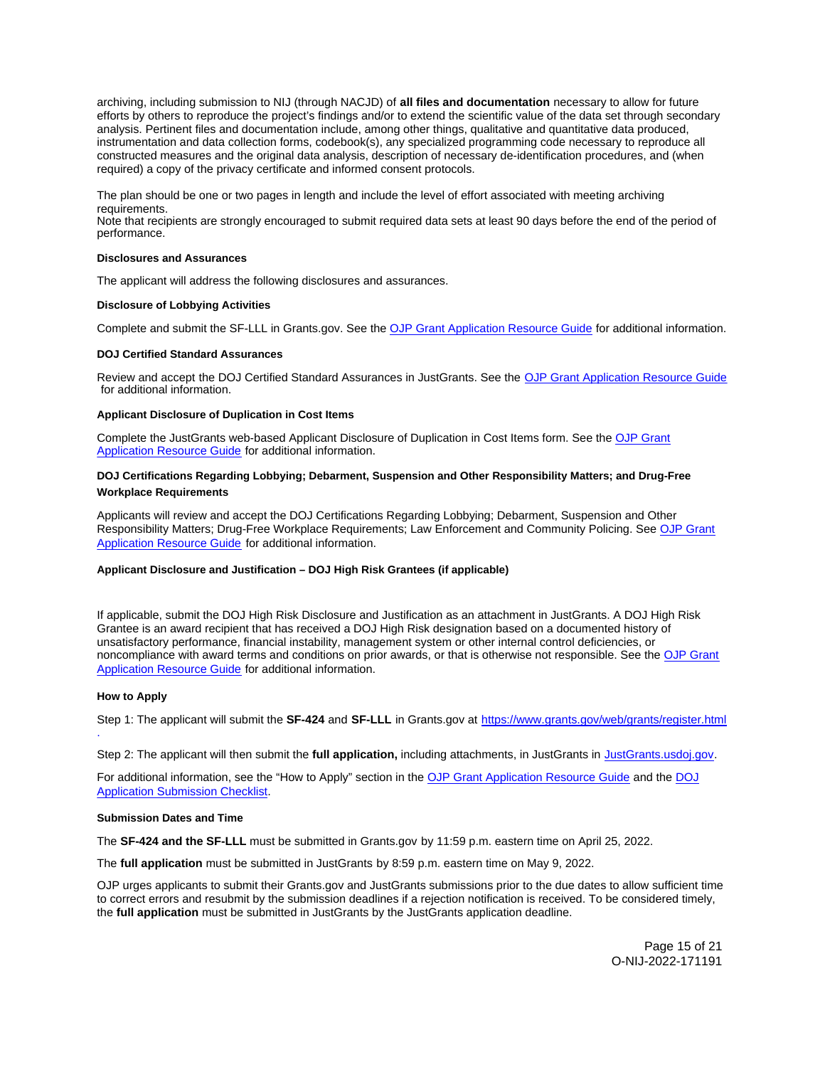archiving, including submission to NIJ (through NACJD) of **all files and documentation** necessary to allow for future efforts by others to reproduce the project's findings and/or to extend the scientific value of the data set through secondary analysis. Pertinent files and documentation include, among other things, qualitative and quantitative data produced, instrumentation and data collection forms, codebook(s), any specialized programming code necessary to reproduce all constructed measures and the original data analysis, description of necessary de-identification procedures, and (when required) a copy of the privacy certificate and informed consent protocols.

The plan should be one or two pages in length and include the level of effort associated with meeting archiving requirements.
Note that recipients are strongly encouraged to submit required data sets at least 90 days before the end of the period of performance.

#### Disclosures and Assurances

The applicant will address the following disclosures and assurances.

#### Disclosure of Lobbying Activities

Complete and submit the SF-LLL in Grants.gov. See the OJP Grant Application Resource Guide for additional information.

#### DOJ Certified Standard Assurances

Review and accept the DOJ Certified Standard Assurances in JustGrants. See the OJP Grant Application Resource Guide for additional information.

#### Applicant Disclosure of Duplication in Cost Items

Complete the JustGrants web-based Applicant Disclosure of Duplication in Cost Items form. See the OJP Grant Application Resource Guide for additional information.

#### DOJ Certifications Regarding Lobbying; Debarment, Suspension and Other Responsibility Matters; and Drug-Free Workplace Requirements

Applicants will review and accept the DOJ Certifications Regarding Lobbying; Debarment, Suspension and Other Responsibility Matters; Drug-Free Workplace Requirements; Law Enforcement and Community Policing. See OJP Grant Application Resource Guide for additional information.

#### Applicant Disclosure and Justification – DOJ High Risk Grantees (if applicable)

If applicable, submit the DOJ High Risk Disclosure and Justification as an attachment in JustGrants. A DOJ High Risk Grantee is an award recipient that has received a DOJ High Risk designation based on a documented history of unsatisfactory performance, financial instability, management system or other internal control deficiencies, or noncompliance with award terms and conditions on prior awards, or that is otherwise not responsible. See the OJP Grant Application Resource Guide for additional information.

#### How to Apply

Step 1: The applicant will submit the **SF-424** and **SF-LLL** in Grants.gov at https://www.grants.gov/web/grants/register.html.

Step 2: The applicant will then submit the **full application,** including attachments, in JustGrants in JustGrants.usdoj.gov.

For additional information, see the "How to Apply" section in the OJP Grant Application Resource Guide and the DOJ Application Submission Checklist.

#### Submission Dates and Time

The **SF-424 and the SF-LLL** must be submitted in Grants.gov by 11:59 p.m. eastern time on April 25, 2022.

The **full application** must be submitted in JustGrants by 8:59 p.m. eastern time on May 9, 2022.

OJP urges applicants to submit their Grants.gov and JustGrants submissions prior to the due dates to allow sufficient time to correct errors and resubmit by the submission deadlines if a rejection notification is received. To be considered timely, the **full application** must be submitted in JustGrants by the JustGrants application deadline.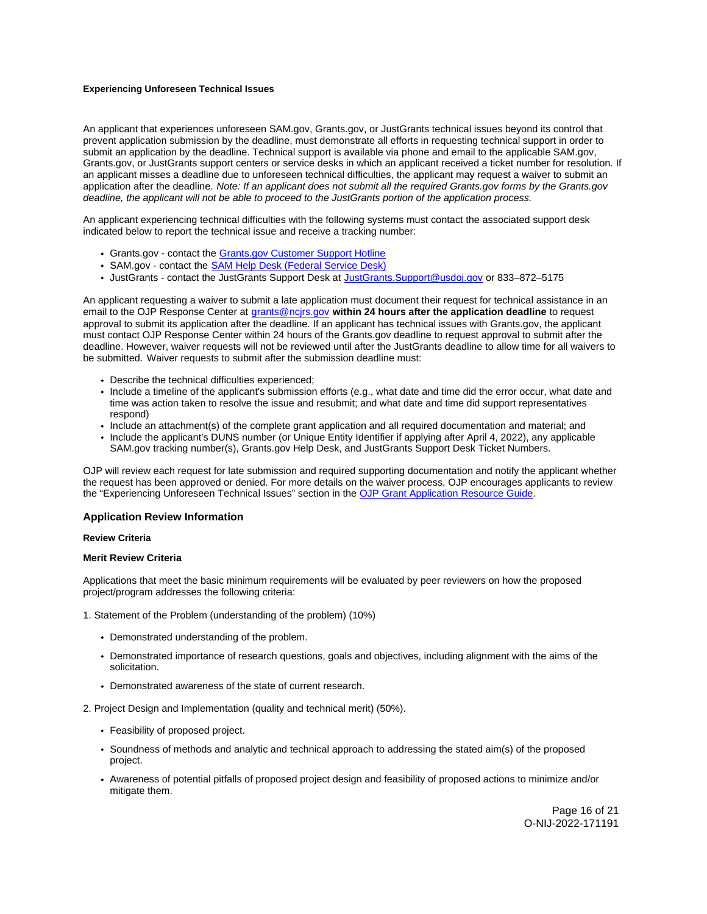#### Experiencing Unforeseen Technical Issues

An applicant that experiences unforeseen SAM.gov, Grants.gov, or JustGrants technical issues beyond its control that prevent application submission by the deadline, must demonstrate all efforts in requesting technical support in order to submit an application by the deadline. Technical support is available via phone and email to the applicable SAM.gov, Grants.gov, or JustGrants support centers or service desks in which an applicant received a ticket number for resolution. If an applicant misses a deadline due to unforeseen technical difficulties, the applicant may request a waiver to submit an application after the deadline. *Note: If an applicant does not submit all the required Grants.gov forms by the Grants.gov deadline, the applicant will not be able to proceed to the JustGrants portion of the application process.*

An applicant experiencing technical difficulties with the following systems must contact the associated support desk indicated below to report the technical issue and receive a tracking number:

- Grants.gov - contact the Grants.gov Customer Support Hotline
- SAM.gov - contact the SAM Help Desk (Federal Service Desk)
- JustGrants - contact the JustGrants Support Desk at JustGrants.Support@usdoj.gov or 833–872–5175

An applicant requesting a waiver to submit a late application must document their request for technical assistance in an email to the OJP Response Center at grants@ncjrs.gov **within 24 hours after the application deadline** to request approval to submit its application after the deadline. If an applicant has technical issues with Grants.gov, the applicant must contact OJP Response Center within 24 hours of the Grants.gov deadline to request approval to submit after the deadline. However, waiver requests will not be reviewed until after the JustGrants deadline to allow time for all waivers to be submitted. Waiver requests to submit after the submission deadline must:

- Describe the technical difficulties experienced;
- Include a timeline of the applicant's submission efforts (e.g., what date and time did the error occur, what date and time was action taken to resolve the issue and resubmit; and what date and time did support representatives respond)
- Include an attachment(s) of the complete grant application and all required documentation and material; and
- Include the applicant's DUNS number (or Unique Entity Identifier if applying after April 4, 2022), any applicable SAM.gov tracking number(s), Grants.gov Help Desk, and JustGrants Support Desk Ticket Numbers.

OJP will review each request for late submission and required supporting documentation and notify the applicant whether the request has been approved or denied. For more details on the waiver process, OJP encourages applicants to review the "Experiencing Unforeseen Technical Issues" section in the OJP Grant Application Resource Guide.

### Application Review Information

#### Review Criteria

#### Merit Review Criteria

Applications that meet the basic minimum requirements will be evaluated by peer reviewers on how the proposed project/program addresses the following criteria:

1. Statement of the Problem (understanding of the problem) (10%)

   - Demonstrated understanding of the problem.
   - Demonstrated importance of research questions, goals and objectives, including alignment with the aims of the solicitation.
   - Demonstrated awareness of the state of current research.

2. Project Design and Implementation (quality and technical merit) (50%).

   - Feasibility of proposed project.
   - Soundness of methods and analytic and technical approach to addressing the stated aim(s) of the proposed project.
   - Awareness of potential pitfalls of proposed project design and feasibility of proposed actions to minimize and/or mitigate them.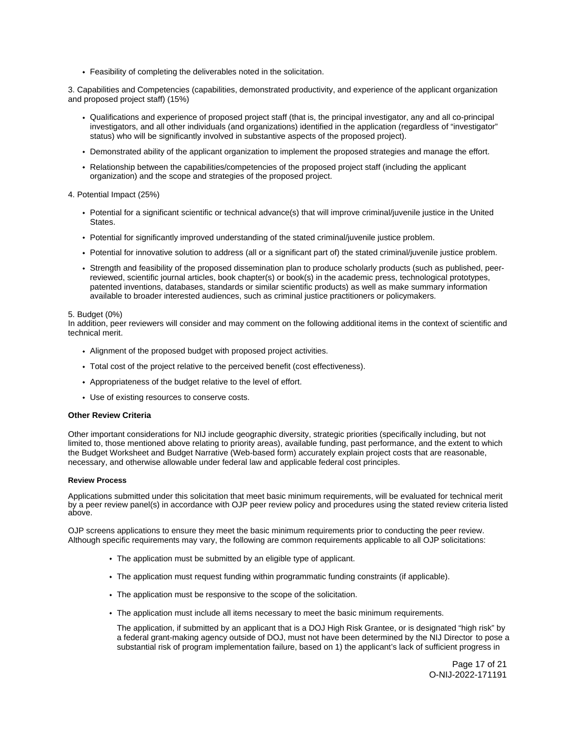- Feasibility of completing the deliverables noted in the solicitation.

3. Capabilities and Competencies (capabilities, demonstrated productivity, and experience of the applicant organization and proposed project staff) (15%)

- Qualifications and experience of proposed project staff (that is, the principal investigator, any and all co-principal investigators, and all other individuals (and organizations) identified in the application (regardless of "investigator" status) who will be significantly involved in substantive aspects of the proposed project).
- Demonstrated ability of the applicant organization to implement the proposed strategies and manage the effort.
- Relationship between the capabilities/competencies of the proposed project staff (including the applicant organization) and the scope and strategies of the proposed project.

4. Potential Impact (25%)

- Potential for a significant scientific or technical advance(s) that will improve criminal/juvenile justice in the United States.
- Potential for significantly improved understanding of the stated criminal/juvenile justice problem.
- Potential for innovative solution to address (all or a significant part of) the stated criminal/juvenile justice problem.
- Strength and feasibility of the proposed dissemination plan to produce scholarly products (such as published, peer-reviewed, scientific journal articles, book chapter(s) or book(s) in the academic press, technological prototypes, patented inventions, databases, standards or similar scientific products) as well as make summary information available to broader interested audiences, such as criminal justice practitioners or policymakers.

5. Budget (0%)
In addition, peer reviewers will consider and may comment on the following additional items in the context of scientific and technical merit.

- Alignment of the proposed budget with proposed project activities.
- Total cost of the project relative to the perceived benefit (cost effectiveness).
- Appropriateness of the budget relative to the level of effort.
- Use of existing resources to conserve costs.

**Other Review Criteria**

Other important considerations for NIJ include geographic diversity, strategic priorities (specifically including, but not limited to, those mentioned above relating to priority areas), available funding, past performance, and the extent to which the Budget Worksheet and Budget Narrative (Web-based form) accurately explain project costs that are reasonable, necessary, and otherwise allowable under federal law and applicable federal cost principles.

**Review Process**

Applications submitted under this solicitation that meet basic minimum requirements, will be evaluated for technical merit by a peer review panel(s) in accordance with OJP peer review policy and procedures using the stated review criteria listed above.

OJP screens applications to ensure they meet the basic minimum requirements prior to conducting the peer review. Although specific requirements may vary, the following are common requirements applicable to all OJP solicitations:

- The application must be submitted by an eligible type of applicant.
- The application must request funding within programmatic funding constraints (if applicable).
- The application must be responsive to the scope of the solicitation.
- The application must include all items necessary to meet the basic minimum requirements.

  The application, if submitted by an applicant that is a DOJ High Risk Grantee, or is designated "high risk" by a federal grant-making agency outside of DOJ, must not have been determined by the NIJ Director to pose a substantial risk of program implementation failure, based on 1) the applicant's lack of sufficient progress in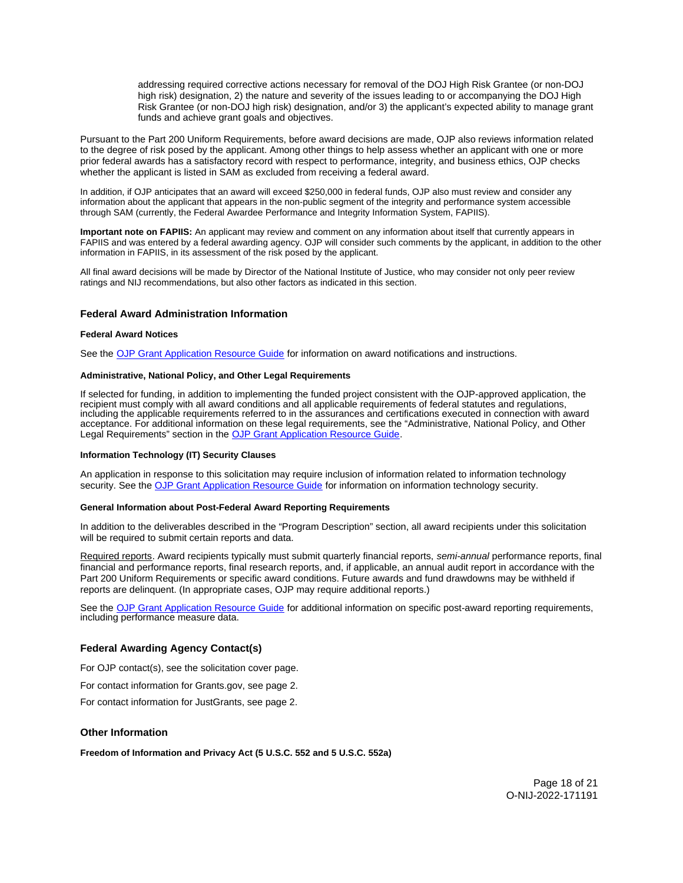addressing required corrective actions necessary for removal of the DOJ High Risk Grantee (or non-DOJ high risk) designation, 2) the nature and severity of the issues leading to or accompanying the DOJ High Risk Grantee (or non-DOJ high risk) designation, and/or 3) the applicant's expected ability to manage grant funds and achieve grant goals and objectives.

Pursuant to the Part 200 Uniform Requirements, before award decisions are made, OJP also reviews information related to the degree of risk posed by the applicant. Among other things to help assess whether an applicant with one or more prior federal awards has a satisfactory record with respect to performance, integrity, and business ethics, OJP checks whether the applicant is listed in SAM as excluded from receiving a federal award.

In addition, if OJP anticipates that an award will exceed $250,000 in federal funds, OJP also must review and consider any information about the applicant that appears in the non-public segment of the integrity and performance system accessible through SAM (currently, the Federal Awardee Performance and Integrity Information System, FAPIIS).

**Important note on FAPIIS:** An applicant may review and comment on any information about itself that currently appears in FAPIIS and was entered by a federal awarding agency. OJP will consider such comments by the applicant, in addition to the other information in FAPIIS, in its assessment of the risk posed by the applicant.

All final award decisions will be made by Director of the National Institute of Justice, who may consider not only peer review ratings and NIJ recommendations, but also other factors as indicated in this section.

## Federal Award Administration Information

#### Federal Award Notices

See the [OJP Grant Application Resource Guide](#) for information on award notifications and instructions.

#### Administrative, National Policy, and Other Legal Requirements

If selected for funding, in addition to implementing the funded project consistent with the OJP-approved application, the recipient must comply with all award conditions and all applicable requirements of federal statutes and regulations, including the applicable requirements referred to in the assurances and certifications executed in connection with award acceptance. For additional information on these legal requirements, see the "Administrative, National Policy, and Other Legal Requirements" section in the [OJP Grant Application Resource Guide](#).

#### Information Technology (IT) Security Clauses

An application in response to this solicitation may require inclusion of information related to information technology security. See the [OJP Grant Application Resource Guide](#) for information on information technology security.

#### General Information about Post-Federal Award Reporting Requirements

In addition to the deliverables described in the "Program Description" section, all award recipients under this solicitation will be required to submit certain reports and data.

Required reports. Award recipients typically must submit quarterly financial reports, *semi-annual* performance reports, final financial and performance reports, final research reports, and, if applicable, an annual audit report in accordance with the Part 200 Uniform Requirements or specific award conditions. Future awards and fund drawdowns may be withheld if reports are delinquent. (In appropriate cases, OJP may require additional reports.)

See the [OJP Grant Application Resource Guide](#) for additional information on specific post-award reporting requirements, including performance measure data.

## Federal Awarding Agency Contact(s)

For OJP contact(s), see the solicitation cover page.

For contact information for Grants.gov, see page 2.

For contact information for JustGrants, see page 2.

## Other Information

#### Freedom of Information and Privacy Act (5 U.S.C. 552 and 5 U.S.C. 552a)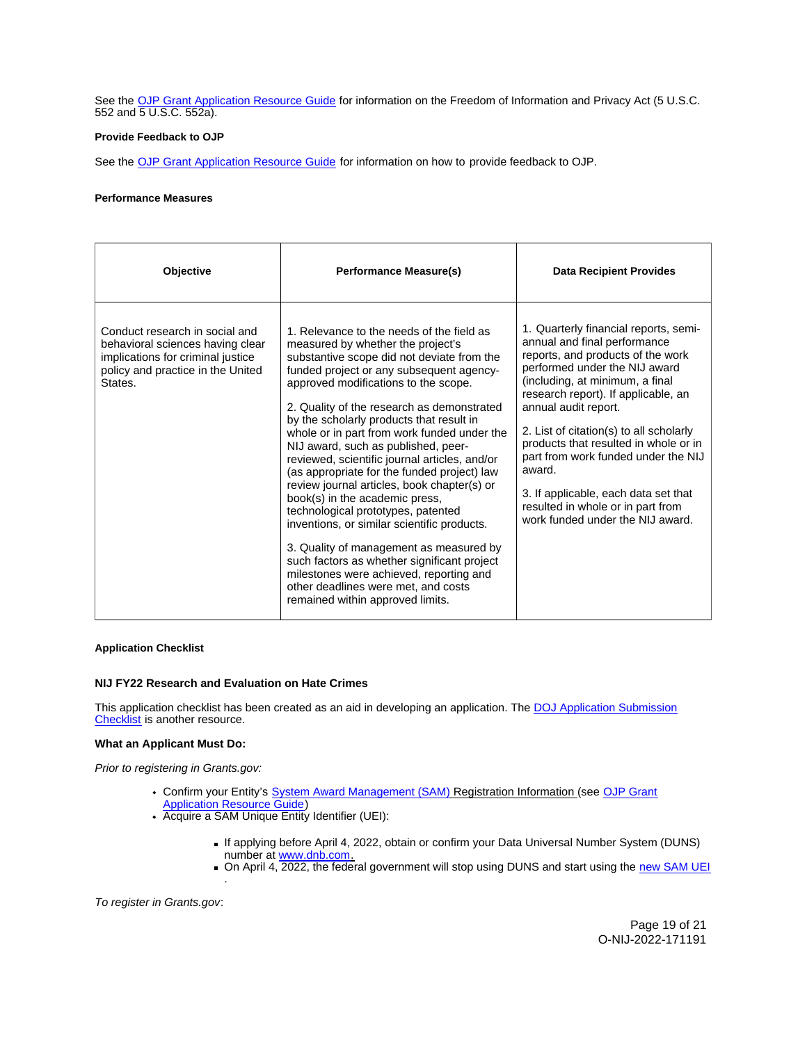See the OJP Grant Application Resource Guide for information on the Freedom of Information and Privacy Act (5 U.S.C. 552 and 5 U.S.C. 552a).

**Provide Feedback to OJP**

See the OJP Grant Application Resource Guide for information on how to provide feedback to OJP.

**Performance Measures**

| Objective | Performance Measure(s) | Data Recipient Provides |
|---|---|---|
| Conduct research in social and behavioral sciences having clear implications for criminal justice policy and practice in the United States. | 1. Relevance to the needs of the field as measured by whether the project's substantive scope did not deviate from the funded project or any subsequent agency-approved modifications to the scope.<br><br>2. Quality of the research as demonstrated by the scholarly products that result in whole or in part from work funded under the NIJ award, such as published, peer-reviewed, scientific journal articles, and/or (as appropriate for the funded project) law review journal articles, book chapter(s) or book(s) in the academic press, technological prototypes, patented inventions, or similar scientific products.<br><br>3. Quality of management as measured by such factors as whether significant project milestones were achieved, reporting and other deadlines were met, and costs remained within approved limits. | 1. Quarterly financial reports, semi-annual and final performance reports, and products of the work performed under the NIJ award (including, at minimum, a final research report). If applicable, an annual audit report.<br><br>2. List of citation(s) to all scholarly products that resulted in whole or in part from work funded under the NIJ award.<br><br>3. If applicable, each data set that resulted in whole or in part from work funded under the NIJ award. |

**Application Checklist**

**NIJ FY22 Research and Evaluation on Hate Crimes**

This application checklist has been created as an aid in developing an application. The DOJ Application Submission Checklist is another resource.

**What an Applicant Must Do:**

*Prior to registering in Grants.gov:*

- Confirm your Entity's System Award Management (SAM) Registration Information (see OJP Grant Application Resource Guide)
- Acquire a SAM Unique Entity Identifier (UEI):
  - If applying before April 4, 2022, obtain or confirm your Data Universal Number System (DUNS) number at www.dnb.com.
  - On April 4, 2022, the federal government will stop using DUNS and start using the new SAM UEI.

*To register in Grants.gov*: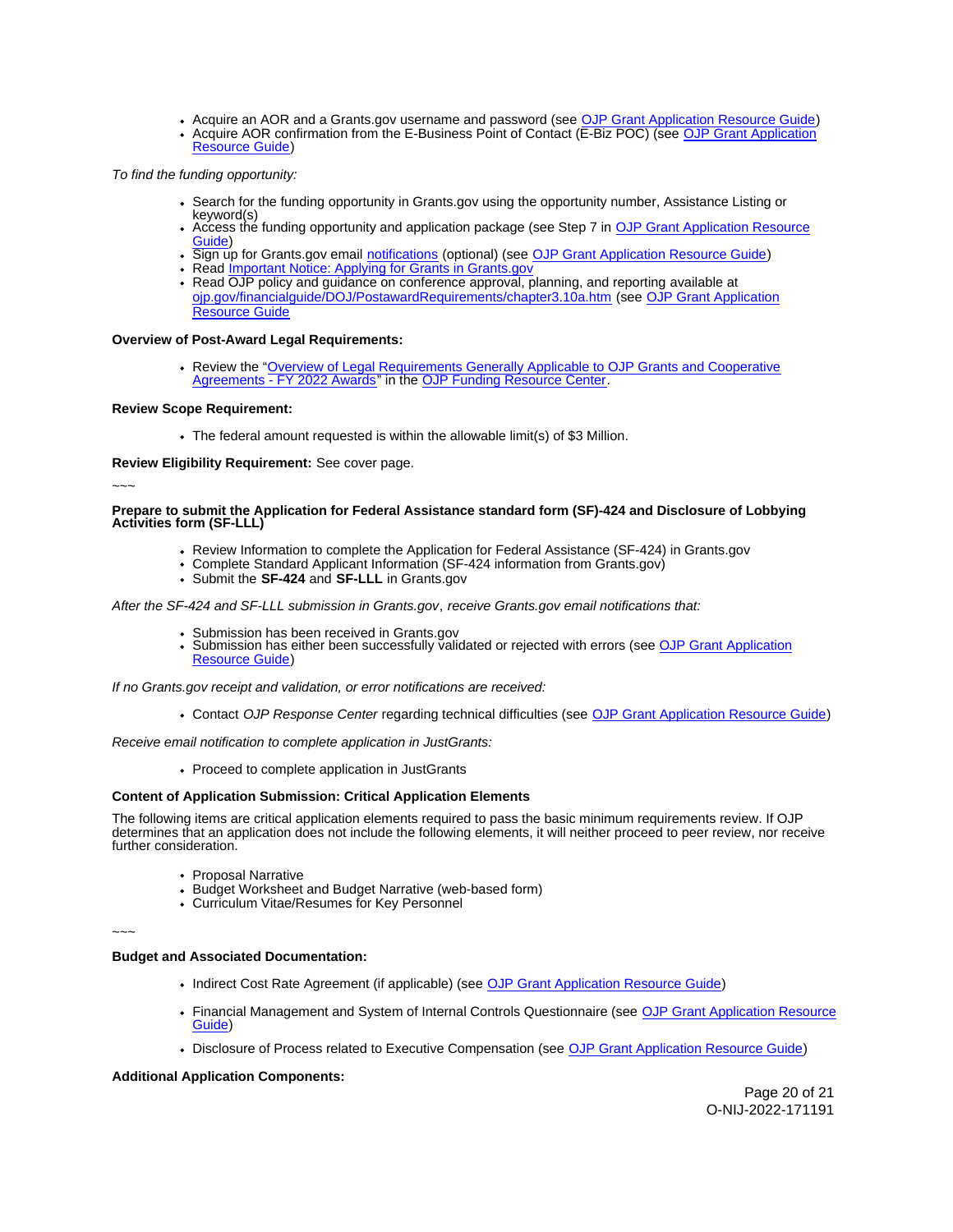- Acquire an AOR and a Grants.gov username and password (see OJP Grant Application Resource Guide)
- Acquire AOR confirmation from the E-Business Point of Contact (E-Biz POC) (see OJP Grant Application Resource Guide)

*To find the funding opportunity:*

- Search for the funding opportunity in Grants.gov using the opportunity number, Assistance Listing or keyword(s)
- Access the funding opportunity and application package (see Step 7 in OJP Grant Application Resource Guide)
- Sign up for Grants.gov email notifications (optional) (see OJP Grant Application Resource Guide)
- Read Important Notice: Applying for Grants in Grants.gov
- Read OJP policy and guidance on conference approval, planning, and reporting available at ojp.gov/financialguide/DOJ/PostawardRequirements/chapter3.10a.htm (see OJP Grant Application Resource Guide

**Overview of Post-Award Legal Requirements:**

- Review the "Overview of Legal Requirements Generally Applicable to OJP Grants and Cooperative Agreements - FY 2022 Awards" in the OJP Funding Resource Center.

**Review Scope Requirement:**

- The federal amount requested is within the allowable limit(s) of $3 Million.

**Review Eligibility Requirement:** See cover page.

~~~

**Prepare to submit the Application for Federal Assistance standard form (SF)-424 and Disclosure of Lobbying Activities form (SF-LLL)**

- Review Information to complete the Application for Federal Assistance (SF-424) in Grants.gov
- Complete Standard Applicant Information (SF-424 information from Grants.gov)
- Submit the **SF-424** and **SF-LLL** in Grants.gov

*After the SF-424 and SF-LLL submission in Grants.gov, receive Grants.gov email notifications that:*

- Submission has been received in Grants.gov
- Submission has either been successfully validated or rejected with errors (see OJP Grant Application Resource Guide)

*If no Grants.gov receipt and validation, or error notifications are received:*

- Contact *OJP Response Center* regarding technical difficulties (see OJP Grant Application Resource Guide)

*Receive email notification to complete application in JustGrants:*

- Proceed to complete application in JustGrants

**Content of Application Submission: Critical Application Elements**

The following items are critical application elements required to pass the basic minimum requirements review. If OJP determines that an application does not include the following elements, it will neither proceed to peer review, nor receive further consideration.

- Proposal Narrative
- Budget Worksheet and Budget Narrative (web-based form)
- Curriculum Vitae/Resumes for Key Personnel

~~~

**Budget and Associated Documentation:**

- Indirect Cost Rate Agreement (if applicable) (see OJP Grant Application Resource Guide)
- Financial Management and System of Internal Controls Questionnaire (see OJP Grant Application Resource Guide)
- Disclosure of Process related to Executive Compensation (see OJP Grant Application Resource Guide)

**Additional Application Components:**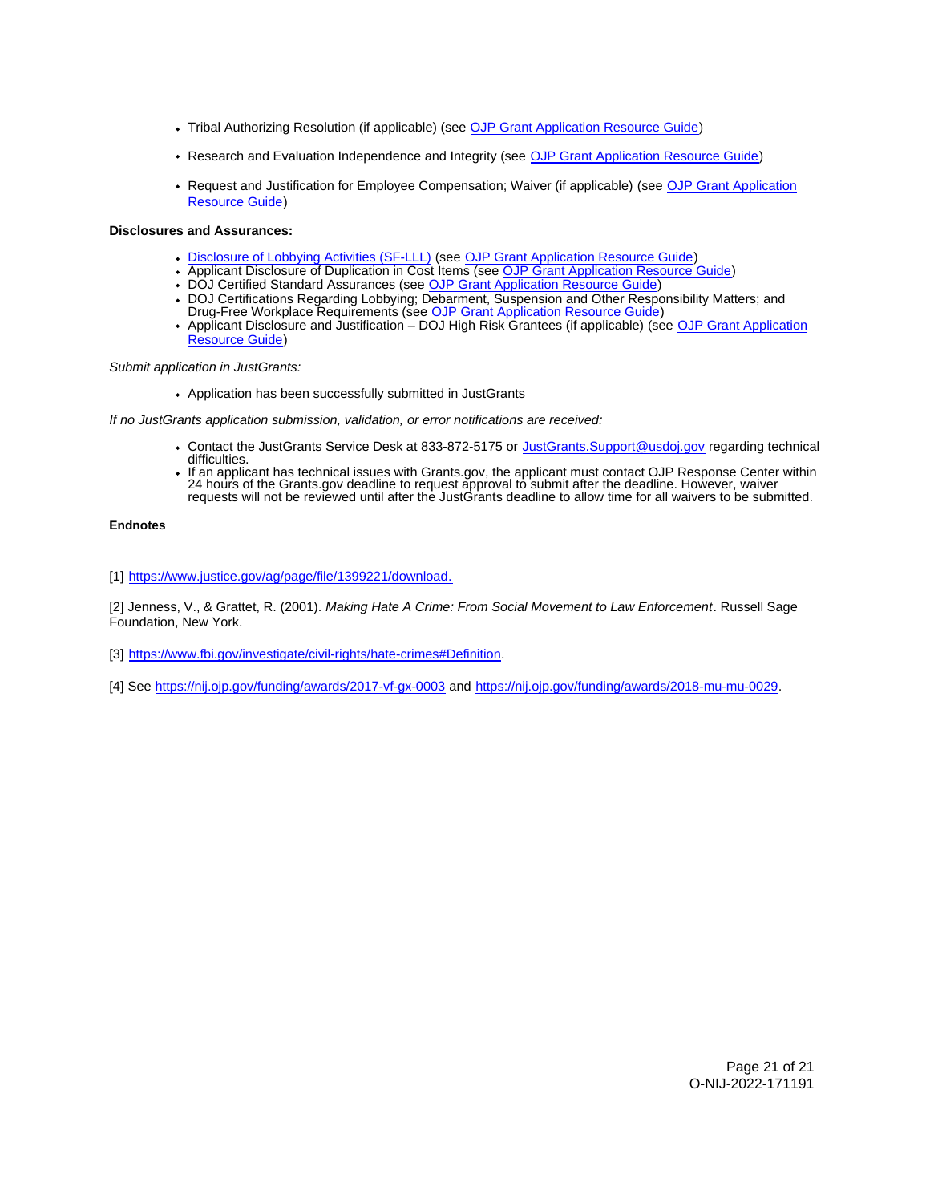- Tribal Authorizing Resolution (if applicable) (see [OJP Grant Application Resource Guide])
- Research and Evaluation Independence and Integrity (see [OJP Grant Application Resource Guide])
- Request and Justification for Employee Compensation; Waiver (if applicable) (see [OJP Grant Application Resource Guide])

**Disclosures and Assurances:**

- Disclosure of Lobbying Activities (SF-LLL) (see OJP Grant Application Resource Guide)
- Applicant Disclosure of Duplication in Cost Items (see OJP Grant Application Resource Guide)
- DOJ Certified Standard Assurances (see OJP Grant Application Resource Guide)
- DOJ Certifications Regarding Lobbying; Debarment, Suspension and Other Responsibility Matters; and Drug-Free Workplace Requirements (see OJP Grant Application Resource Guide)
- Applicant Disclosure and Justification – DOJ High Risk Grantees (if applicable) (see OJP Grant Application Resource Guide)

*Submit application in JustGrants:*

- Application has been successfully submitted in JustGrants

*If no JustGrants application submission, validation, or error notifications are received:*

- Contact the JustGrants Service Desk at 833-872-5175 or JustGrants.Support@usdoj.gov regarding technical difficulties.
- If an applicant has technical issues with Grants.gov, the applicant must contact OJP Response Center within 24 hours of the Grants.gov deadline to request approval to submit after the deadline. However, waiver requests will not be reviewed until after the JustGrants deadline to allow time for all waivers to be submitted.

**Endnotes**

[1] https://www.justice.gov/ag/page/file/1399221/download.

[2] Jenness, V., & Grattet, R. (2001). *Making Hate A Crime: From Social Movement to Law Enforcement*. Russell Sage Foundation, New York.

[3] https://www.fbi.gov/investigate/civil-rights/hate-crimes#Definition.

[4] See https://nij.ojp.gov/funding/awards/2017-vf-gx-0003 and https://nij.ojp.gov/funding/awards/2018-mu-mu-0029.